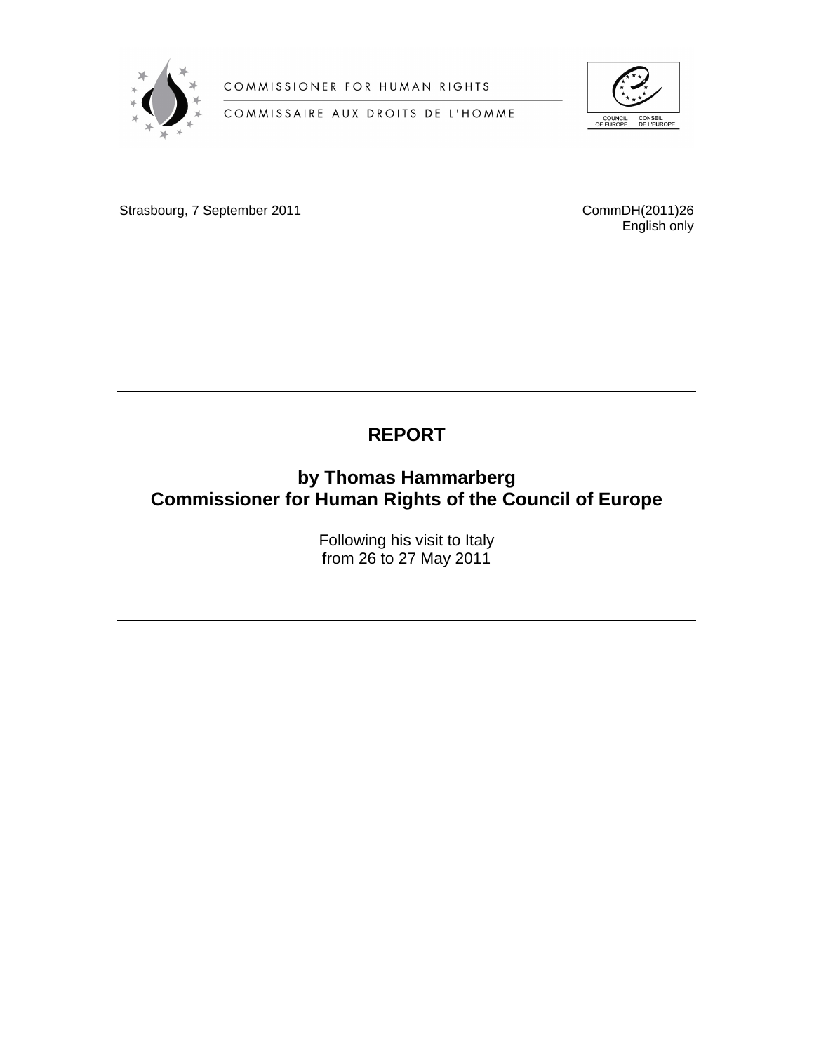COMMISSIONER FOR HUMAN RIGHTS

COMMISSAIRE AUX DROITS DE L'HOMME

COUNCIL OF EUROPE — CONSEIL DE L'EUROPE

Strasbourg, 7 September 2011

CommDH(2011)26
English only

---

# REPORT

## by Thomas Hammarberg
## Commissioner for Human Rights of the Council of Europe

Following his visit to Italy
from 26 to 27 May 2011

---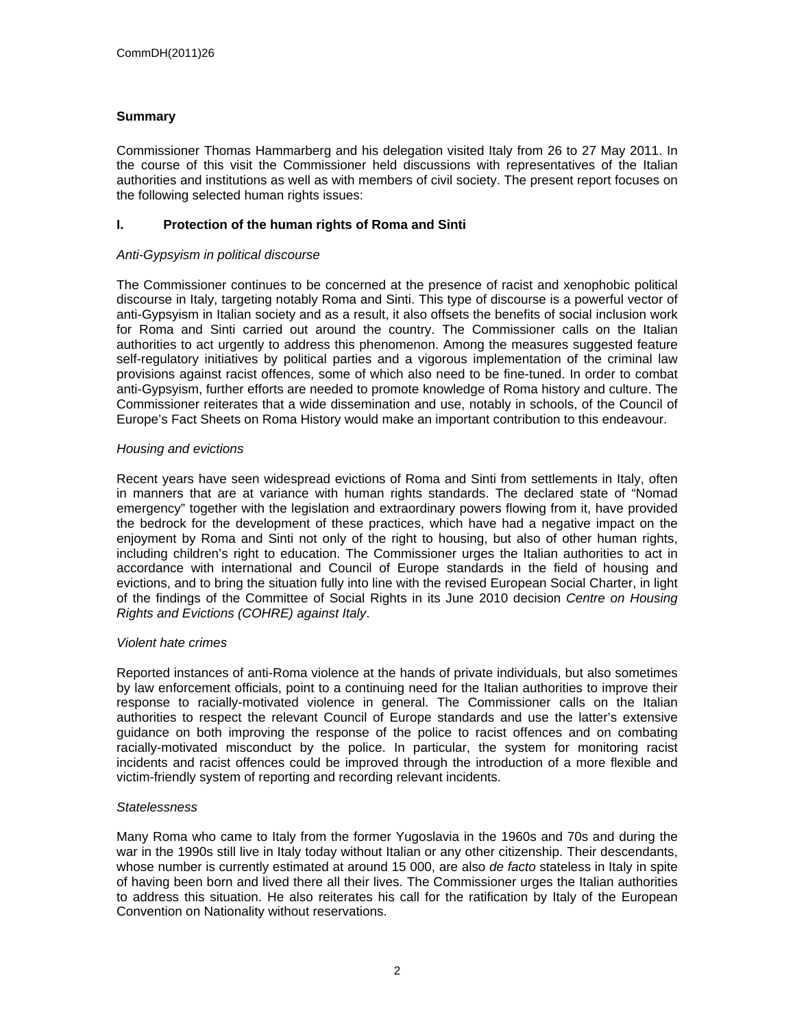## Summary

Commissioner Thomas Hammarberg and his delegation visited Italy from 26 to 27 May 2011. In the course of this visit the Commissioner held discussions with representatives of the Italian authorities and institutions as well as with members of civil society. The present report focuses on the following selected human rights issues:

### I. Protection of the human rights of Roma and Sinti

*Anti-Gypsyism in political discourse*

The Commissioner continues to be concerned at the presence of racist and xenophobic political discourse in Italy, targeting notably Roma and Sinti. This type of discourse is a powerful vector of anti-Gypsyism in Italian society and as a result, it also offsets the benefits of social inclusion work for Roma and Sinti carried out around the country. The Commissioner calls on the Italian authorities to act urgently to address this phenomenon. Among the measures suggested feature self-regulatory initiatives by political parties and a vigorous implementation of the criminal law provisions against racist offences, some of which also need to be fine-tuned. In order to combat anti-Gypsyism, further efforts are needed to promote knowledge of Roma history and culture. The Commissioner reiterates that a wide dissemination and use, notably in schools, of the Council of Europe's Fact Sheets on Roma History would make an important contribution to this endeavour.

*Housing and evictions*

Recent years have seen widespread evictions of Roma and Sinti from settlements in Italy, often in manners that are at variance with human rights standards. The declared state of "Nomad emergency" together with the legislation and extraordinary powers flowing from it, have provided the bedrock for the development of these practices, which have had a negative impact on the enjoyment by Roma and Sinti not only of the right to housing, but also of other human rights, including children's right to education. The Commissioner urges the Italian authorities to act in accordance with international and Council of Europe standards in the field of housing and evictions, and to bring the situation fully into line with the revised European Social Charter, in light of the findings of the Committee of Social Rights in its June 2010 decision *Centre on Housing Rights and Evictions (COHRE) against Italy*.

*Violent hate crimes*

Reported instances of anti-Roma violence at the hands of private individuals, but also sometimes by law enforcement officials, point to a continuing need for the Italian authorities to improve their response to racially-motivated violence in general. The Commissioner calls on the Italian authorities to respect the relevant Council of Europe standards and use the latter's extensive guidance on both improving the response of the police to racist offences and on combating racially-motivated misconduct by the police. In particular, the system for monitoring racist incidents and racist offences could be improved through the introduction of a more flexible and victim-friendly system of reporting and recording relevant incidents.

*Statelessness*

Many Roma who came to Italy from the former Yugoslavia in the 1960s and 70s and during the war in the 1990s still live in Italy today without Italian or any other citizenship. Their descendants, whose number is currently estimated at around 15 000, are also *de facto* stateless in Italy in spite of having been born and lived there all their lives. The Commissioner urges the Italian authorities to address this situation. He also reiterates his call for the ratification by Italy of the European Convention on Nationality without reservations.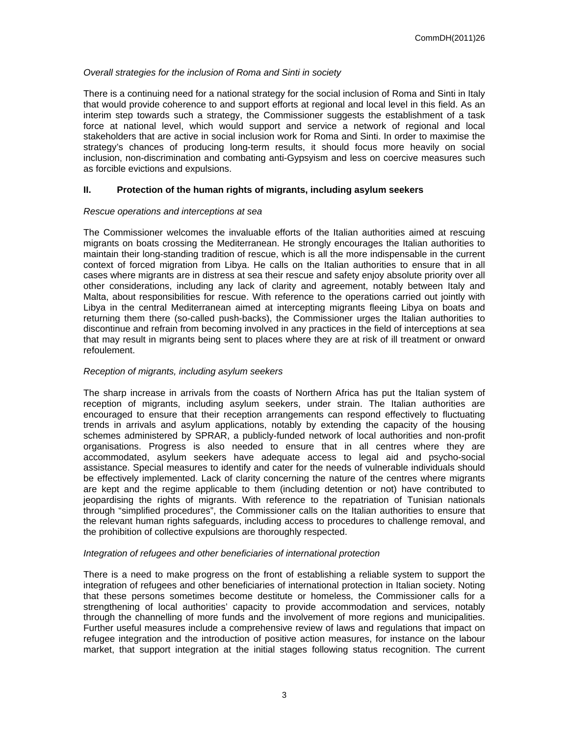*Overall strategies for the inclusion of Roma and Sinti in society*

There is a continuing need for a national strategy for the social inclusion of Roma and Sinti in Italy that would provide coherence to and support efforts at regional and local level in this field. As an interim step towards such a strategy, the Commissioner suggests the establishment of a task force at national level, which would support and service a network of regional and local stakeholders that are active in social inclusion work for Roma and Sinti. In order to maximise the strategy's chances of producing long-term results, it should focus more heavily on social inclusion, non-discrimination and combating anti-Gypsyism and less on coercive measures such as forcible evictions and expulsions.

## II. Protection of the human rights of migrants, including asylum seekers

*Rescue operations and interceptions at sea*

The Commissioner welcomes the invaluable efforts of the Italian authorities aimed at rescuing migrants on boats crossing the Mediterranean. He strongly encourages the Italian authorities to maintain their long-standing tradition of rescue, which is all the more indispensable in the current context of forced migration from Libya. He calls on the Italian authorities to ensure that in all cases where migrants are in distress at sea their rescue and safety enjoy absolute priority over all other considerations, including any lack of clarity and agreement, notably between Italy and Malta, about responsibilities for rescue. With reference to the operations carried out jointly with Libya in the central Mediterranean aimed at intercepting migrants fleeing Libya on boats and returning them there (so-called push-backs), the Commissioner urges the Italian authorities to discontinue and refrain from becoming involved in any practices in the field of interceptions at sea that may result in migrants being sent to places where they are at risk of ill treatment or onward refoulement.

*Reception of migrants, including asylum seekers*

The sharp increase in arrivals from the coasts of Northern Africa has put the Italian system of reception of migrants, including asylum seekers, under strain. The Italian authorities are encouraged to ensure that their reception arrangements can respond effectively to fluctuating trends in arrivals and asylum applications, notably by extending the capacity of the housing schemes administered by SPRAR, a publicly-funded network of local authorities and non-profit organisations. Progress is also needed to ensure that in all centres where they are accommodated, asylum seekers have adequate access to legal aid and psycho-social assistance. Special measures to identify and cater for the needs of vulnerable individuals should be effectively implemented. Lack of clarity concerning the nature of the centres where migrants are kept and the regime applicable to them (including detention or not) have contributed to jeopardising the rights of migrants. With reference to the repatriation of Tunisian nationals through "simplified procedures", the Commissioner calls on the Italian authorities to ensure that the relevant human rights safeguards, including access to procedures to challenge removal, and the prohibition of collective expulsions are thoroughly respected.

*Integration of refugees and other beneficiaries of international protection*

There is a need to make progress on the front of establishing a reliable system to support the integration of refugees and other beneficiaries of international protection in Italian society. Noting that these persons sometimes become destitute or homeless, the Commissioner calls for a strengthening of local authorities' capacity to provide accommodation and services, notably through the channelling of more funds and the involvement of more regions and municipalities. Further useful measures include a comprehensive review of laws and regulations that impact on refugee integration and the introduction of positive action measures, for instance on the labour market, that support integration at the initial stages following status recognition. The current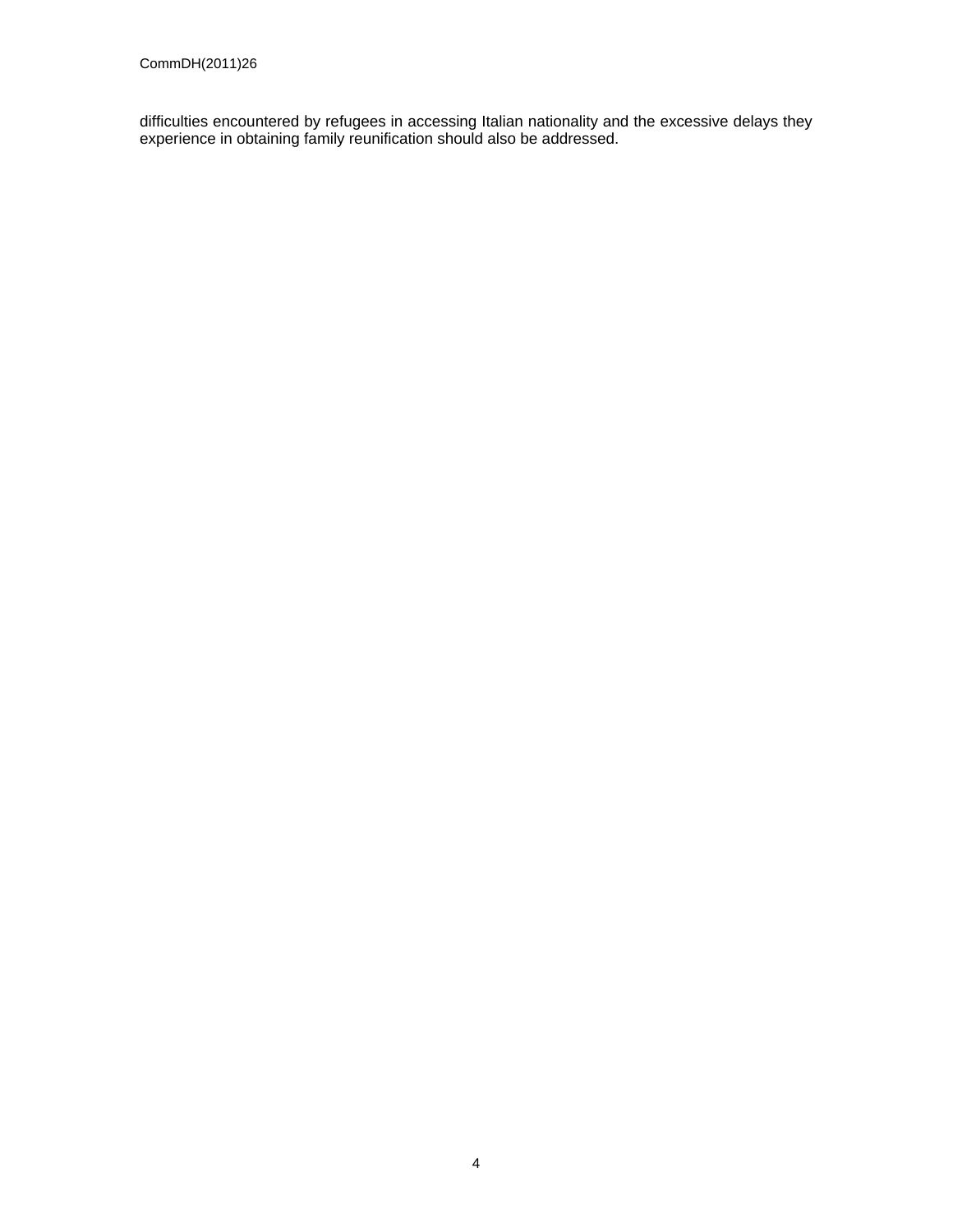difficulties encountered by refugees in accessing Italian nationality and the excessive delays they experience in obtaining family reunification should also be addressed.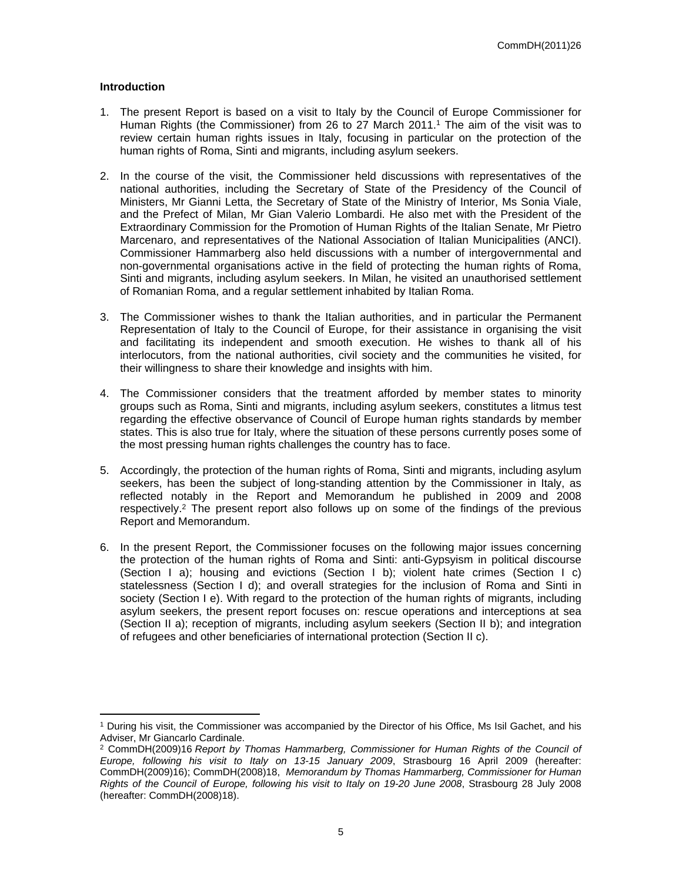## Introduction

1. The present Report is based on a visit to Italy by the Council of Europe Commissioner for Human Rights (the Commissioner) from 26 to 27 March 2011.[1] The aim of the visit was to review certain human rights issues in Italy, focusing in particular on the protection of the human rights of Roma, Sinti and migrants, including asylum seekers.

2. In the course of the visit, the Commissioner held discussions with representatives of the national authorities, including the Secretary of State of the Presidency of the Council of Ministers, Mr Gianni Letta, the Secretary of State of the Ministry of Interior, Ms Sonia Viale, and the Prefect of Milan, Mr Gian Valerio Lombardi. He also met with the President of the Extraordinary Commission for the Promotion of Human Rights of the Italian Senate, Mr Pietro Marcenaro, and representatives of the National Association of Italian Municipalities (ANCI). Commissioner Hammarberg also held discussions with a number of intergovernmental and non-governmental organisations active in the field of protecting the human rights of Roma, Sinti and migrants, including asylum seekers. In Milan, he visited an unauthorised settlement of Romanian Roma, and a regular settlement inhabited by Italian Roma.

3. The Commissioner wishes to thank the Italian authorities, and in particular the Permanent Representation of Italy to the Council of Europe, for their assistance in organising the visit and facilitating its independent and smooth execution. He wishes to thank all of his interlocutors, from the national authorities, civil society and the communities he visited, for their willingness to share their knowledge and insights with him.

4. The Commissioner considers that the treatment afforded by member states to minority groups such as Roma, Sinti and migrants, including asylum seekers, constitutes a litmus test regarding the effective observance of Council of Europe human rights standards by member states. This is also true for Italy, where the situation of these persons currently poses some of the most pressing human rights challenges the country has to face.

5. Accordingly, the protection of the human rights of Roma, Sinti and migrants, including asylum seekers, has been the subject of long-standing attention by the Commissioner in Italy, as reflected notably in the Report and Memorandum he published in 2009 and 2008 respectively.[2] The present report also follows up on some of the findings of the previous Report and Memorandum.

6. In the present Report, the Commissioner focuses on the following major issues concerning the protection of the human rights of Roma and Sinti: anti-Gypsyism in political discourse (Section I a); housing and evictions (Section I b); violent hate crimes (Section I c) statelessness (Section I d); and overall strategies for the inclusion of Roma and Sinti in society (Section I e). With regard to the protection of the human rights of migrants, including asylum seekers, the present report focuses on: rescue operations and interceptions at sea (Section II a); reception of migrants, including asylum seekers (Section II b); and integration of refugees and other beneficiaries of international protection (Section II c).

---

[1] During his visit, the Commissioner was accompanied by the Director of his Office, Ms Isil Gachet, and his Adviser, Mr Giancarlo Cardinale.

[2] CommDH(2009)16 *Report by Thomas Hammarberg, Commissioner for Human Rights of the Council of Europe, following his visit to Italy on 13-15 January 2009*, Strasbourg 16 April 2009 (hereafter: CommDH(2009)16); CommDH(2008)18, *Memorandum by Thomas Hammarberg, Commissioner for Human Rights of the Council of Europe, following his visit to Italy on 19-20 June 2008*, Strasbourg 28 July 2008 (hereafter: CommDH(2008)18).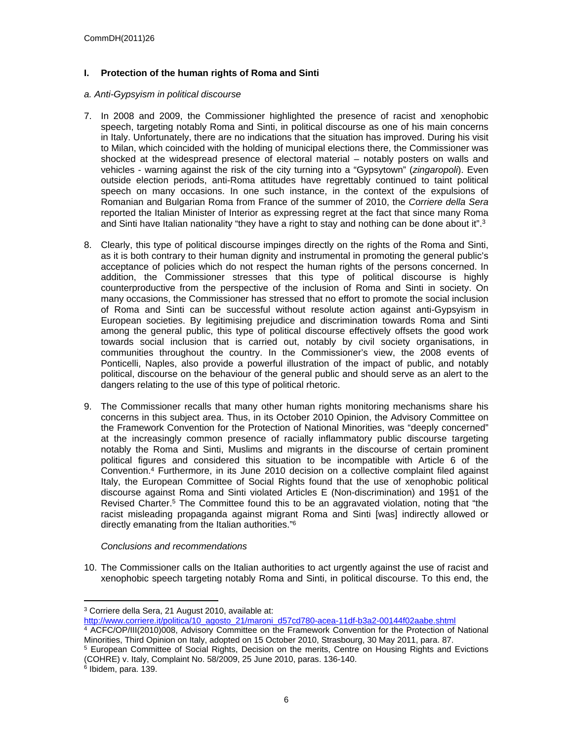## I. Protection of the human rights of Roma and Sinti

### *a. Anti-Gypsyism in political discourse*

7. In 2008 and 2009, the Commissioner highlighted the presence of racist and xenophobic speech, targeting notably Roma and Sinti, in political discourse as one of his main concerns in Italy. Unfortunately, there are no indications that the situation has improved. During his visit to Milan, which coincided with the holding of municipal elections there, the Commissioner was shocked at the widespread presence of electoral material – notably posters on walls and vehicles - warning against the risk of the city turning into a "Gypsytown" (*zingaropoli*). Even outside election periods, anti-Roma attitudes have regrettably continued to taint political speech on many occasions. In one such instance, in the context of the expulsions of Romanian and Bulgarian Roma from France of the summer of 2010, the *Corriere della Sera* reported the Italian Minister of Interior as expressing regret at the fact that since many Roma and Sinti have Italian nationality "they have a right to stay and nothing can be done about it".[3]

8. Clearly, this type of political discourse impinges directly on the rights of the Roma and Sinti, as it is both contrary to their human dignity and instrumental in promoting the general public's acceptance of policies which do not respect the human rights of the persons concerned. In addition, the Commissioner stresses that this type of political discourse is highly counterproductive from the perspective of the inclusion of Roma and Sinti in society. On many occasions, the Commissioner has stressed that no effort to promote the social inclusion of Roma and Sinti can be successful without resolute action against anti-Gypsyism in European societies. By legitimising prejudice and discrimination towards Roma and Sinti among the general public, this type of political discourse effectively offsets the good work towards social inclusion that is carried out, notably by civil society organisations, in communities throughout the country. In the Commissioner's view, the 2008 events of Ponticelli, Naples, also provide a powerful illustration of the impact of public, and notably political, discourse on the behaviour of the general public and should serve as an alert to the dangers relating to the use of this type of political rhetoric.

9. The Commissioner recalls that many other human rights monitoring mechanisms share his concerns in this subject area. Thus, in its October 2010 Opinion, the Advisory Committee on the Framework Convention for the Protection of National Minorities, was "deeply concerned" at the increasingly common presence of racially inflammatory public discourse targeting notably the Roma and Sinti, Muslims and migrants in the discourse of certain prominent political figures and considered this situation to be incompatible with Article 6 of the Convention.[4] Furthermore, in its June 2010 decision on a collective complaint filed against Italy, the European Committee of Social Rights found that the use of xenophobic political discourse against Roma and Sinti violated Articles E (Non-discrimination) and 19§1 of the Revised Charter.[5] The Committee found this to be an aggravated violation, noting that "the racist misleading propaganda against migrant Roma and Sinti [was] indirectly allowed or directly emanating from the Italian authorities."[6]

*Conclusions and recommendations*

10. The Commissioner calls on the Italian authorities to act urgently against the use of racist and xenophobic speech targeting notably Roma and Sinti, in political discourse. To this end, the

---

[3] Corriere della Sera, 21 August 2010, available at: http://www.corriere.it/politica/10_agosto_21/maroni_d57cd780-acea-11df-b3a2-00144f02aabe.shtml

[4] ACFC/OP/III(2010)008, Advisory Committee on the Framework Convention for the Protection of National Minorities, Third Opinion on Italy, adopted on 15 October 2010, Strasbourg, 30 May 2011, para. 87.

[5] European Committee of Social Rights, Decision on the merits, Centre on Housing Rights and Evictions (COHRE) v. Italy, Complaint No. 58/2009, 25 June 2010, paras. 136-140.

[6] Ibidem, para. 139.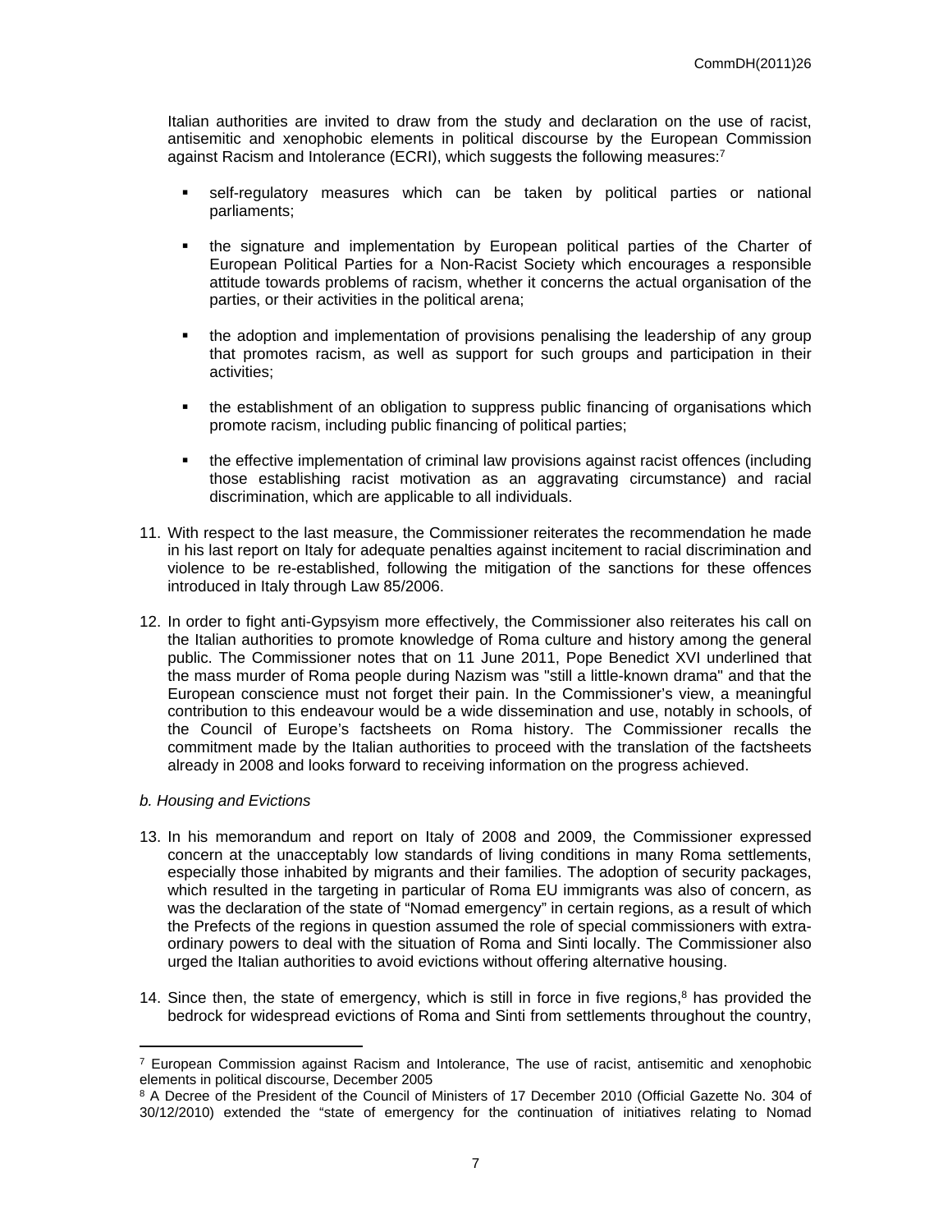Italian authorities are invited to draw from the study and declaration on the use of racist, antisemitic and xenophobic elements in political discourse by the European Commission against Racism and Intolerance (ECRI), which suggests the following measures:[7]

- self-regulatory measures which can be taken by political parties or national parliaments;
- the signature and implementation by European political parties of the Charter of European Political Parties for a Non-Racist Society which encourages a responsible attitude towards problems of racism, whether it concerns the actual organisation of the parties, or their activities in the political arena;
- the adoption and implementation of provisions penalising the leadership of any group that promotes racism, as well as support for such groups and participation in their activities;
- the establishment of an obligation to suppress public financing of organisations which promote racism, including public financing of political parties;
- the effective implementation of criminal law provisions against racist offences (including those establishing racist motivation as an aggravating circumstance) and racial discrimination, which are applicable to all individuals.

11. With respect to the last measure, the Commissioner reiterates the recommendation he made in his last report on Italy for adequate penalties against incitement to racial discrimination and violence to be re-established, following the mitigation of the sanctions for these offences introduced in Italy through Law 85/2006.

12. In order to fight anti-Gypsyism more effectively, the Commissioner also reiterates his call on the Italian authorities to promote knowledge of Roma culture and history among the general public. The Commissioner notes that on 11 June 2011, Pope Benedict XVI underlined that the mass murder of Roma people during Nazism was "still a little-known drama" and that the European conscience must not forget their pain. In the Commissioner's view, a meaningful contribution to this endeavour would be a wide dissemination and use, notably in schools, of the Council of Europe's factsheets on Roma history. The Commissioner recalls the commitment made by the Italian authorities to proceed with the translation of the factsheets already in 2008 and looks forward to receiving information on the progress achieved.

*b. Housing and Evictions*

13. In his memorandum and report on Italy of 2008 and 2009, the Commissioner expressed concern at the unacceptably low standards of living conditions in many Roma settlements, especially those inhabited by migrants and their families. The adoption of security packages, which resulted in the targeting in particular of Roma EU immigrants was also of concern, as was the declaration of the state of "Nomad emergency" in certain regions, as a result of which the Prefects of the regions in question assumed the role of special commissioners with extra-ordinary powers to deal with the situation of Roma and Sinti locally. The Commissioner also urged the Italian authorities to avoid evictions without offering alternative housing.

14. Since then, the state of emergency, which is still in force in five regions,[8] has provided the bedrock for widespread evictions of Roma and Sinti from settlements throughout the country,

---

[7] European Commission against Racism and Intolerance, The use of racist, antisemitic and xenophobic elements in political discourse, December 2005

[8] A Decree of the President of the Council of Ministers of 17 December 2010 (Official Gazette No. 304 of 30/12/2010) extended the "state of emergency for the continuation of initiatives relating to Nomad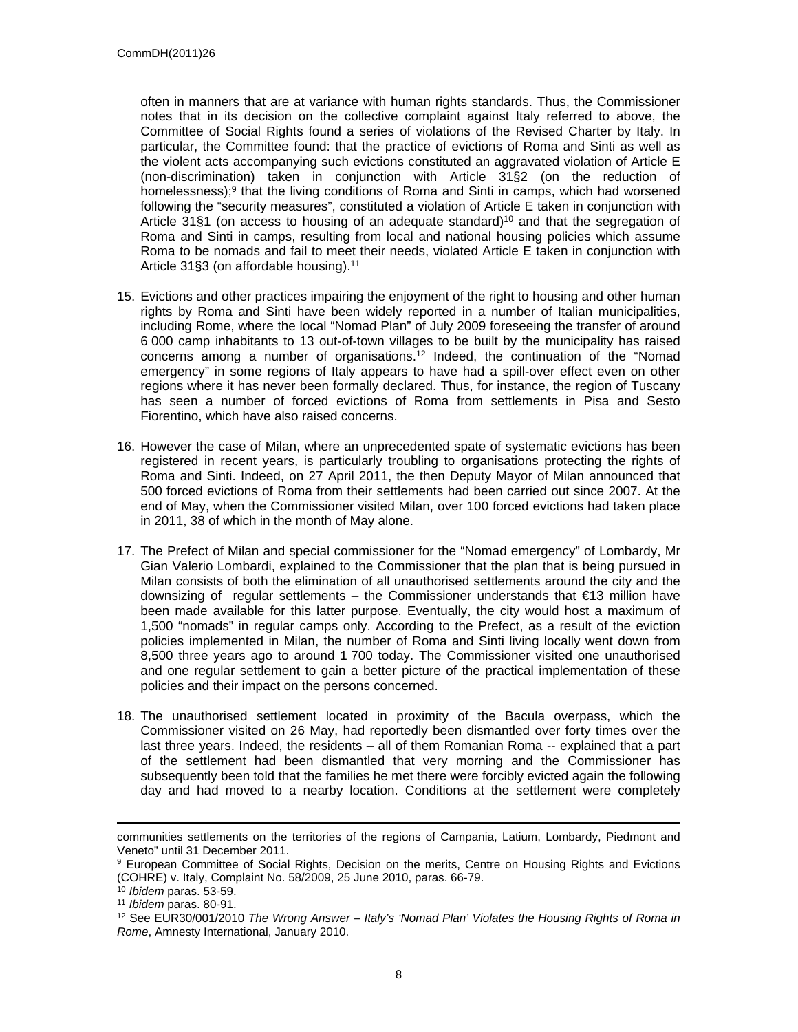often in manners that are at variance with human rights standards. Thus, the Commissioner notes that in its decision on the collective complaint against Italy referred to above, the Committee of Social Rights found a series of violations of the Revised Charter by Italy. In particular, the Committee found: that the practice of evictions of Roma and Sinti as well as the violent acts accompanying such evictions constituted an aggravated violation of Article E (non-discrimination) taken in conjunction with Article 31§2 (on the reduction of homelessness);[9] that the living conditions of Roma and Sinti in camps, which had worsened following the "security measures", constituted a violation of Article E taken in conjunction with Article 31§1 (on access to housing of an adequate standard)[10] and that the segregation of Roma and Sinti in camps, resulting from local and national housing policies which assume Roma to be nomads and fail to meet their needs, violated Article E taken in conjunction with Article 31§3 (on affordable housing).[11]

15. Evictions and other practices impairing the enjoyment of the right to housing and other human rights by Roma and Sinti have been widely reported in a number of Italian municipalities, including Rome, where the local "Nomad Plan" of July 2009 foreseeing the transfer of around 6 000 camp inhabitants to 13 out-of-town villages to be built by the municipality has raised concerns among a number of organisations.[12] Indeed, the continuation of the "Nomad emergency" in some regions of Italy appears to have had a spill-over effect even on other regions where it has never been formally declared. Thus, for instance, the region of Tuscany has seen a number of forced evictions of Roma from settlements in Pisa and Sesto Fiorentino, which have also raised concerns.

16. However the case of Milan, where an unprecedented spate of systematic evictions has been registered in recent years, is particularly troubling to organisations protecting the rights of Roma and Sinti. Indeed, on 27 April 2011, the then Deputy Mayor of Milan announced that 500 forced evictions of Roma from their settlements had been carried out since 2007. At the end of May, when the Commissioner visited Milan, over 100 forced evictions had taken place in 2011, 38 of which in the month of May alone.

17. The Prefect of Milan and special commissioner for the "Nomad emergency" of Lombardy, Mr Gian Valerio Lombardi, explained to the Commissioner that the plan that is being pursued in Milan consists of both the elimination of all unauthorised settlements around the city and the downsizing of regular settlements – the Commissioner understands that €13 million have been made available for this latter purpose. Eventually, the city would host a maximum of 1,500 "nomads" in regular camps only. According to the Prefect, as a result of the eviction policies implemented in Milan, the number of Roma and Sinti living locally went down from 8,500 three years ago to around 1 700 today. The Commissioner visited one unauthorised and one regular settlement to gain a better picture of the practical implementation of these policies and their impact on the persons concerned.

18. The unauthorised settlement located in proximity of the Bacula overpass, which the Commissioner visited on 26 May, had reportedly been dismantled over forty times over the last three years. Indeed, the residents – all of them Romanian Roma -- explained that a part of the settlement had been dismantled that very morning and the Commissioner has subsequently been told that the families he met there were forcibly evicted again the following day and had moved to a nearby location. Conditions at the settlement were completely

---

communities settlements on the territories of the regions of Campania, Latium, Lombardy, Piedmont and Veneto" until 31 December 2011.

[9] European Committee of Social Rights, Decision on the merits, Centre on Housing Rights and Evictions (COHRE) v. Italy, Complaint No. 58/2009, 25 June 2010, paras. 66-79.

[10] *Ibidem* paras. 53-59.

[11] *Ibidem* paras. 80-91.

[12] See EUR30/001/2010 *The Wrong Answer – Italy's 'Nomad Plan' Violates the Housing Rights of Roma in Rome*, Amnesty International, January 2010.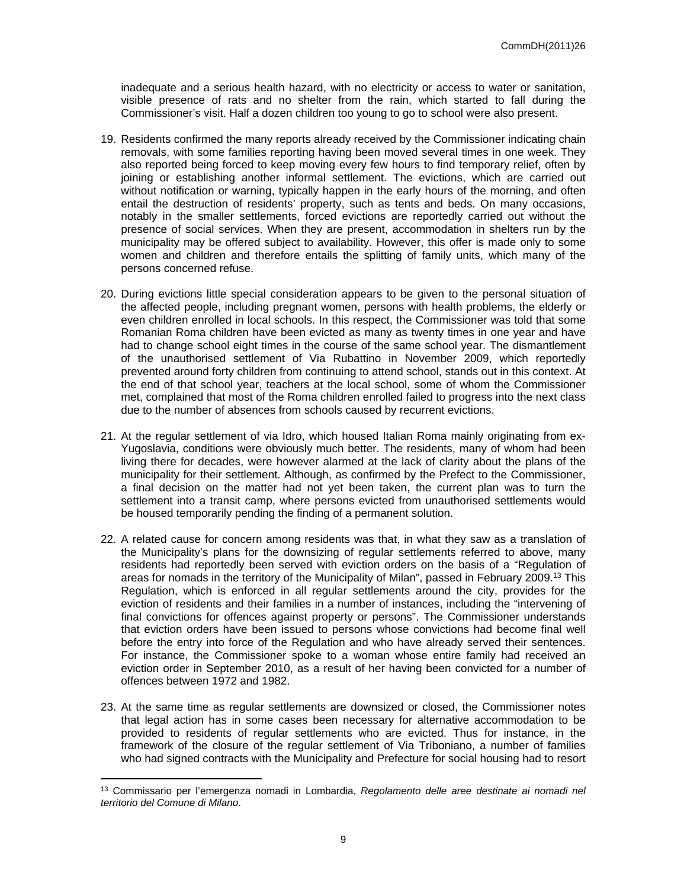inadequate and a serious health hazard, with no electricity or access to water or sanitation, visible presence of rats and no shelter from the rain, which started to fall during the Commissioner's visit. Half a dozen children too young to go to school were also present.

19. Residents confirmed the many reports already received by the Commissioner indicating chain removals, with some families reporting having been moved several times in one week. They also reported being forced to keep moving every few hours to find temporary relief, often by joining or establishing another informal settlement. The evictions, which are carried out without notification or warning, typically happen in the early hours of the morning, and often entail the destruction of residents' property, such as tents and beds. On many occasions, notably in the smaller settlements, forced evictions are reportedly carried out without the presence of social services. When they are present, accommodation in shelters run by the municipality may be offered subject to availability. However, this offer is made only to some women and children and therefore entails the splitting of family units, which many of the persons concerned refuse.

20. During evictions little special consideration appears to be given to the personal situation of the affected people, including pregnant women, persons with health problems, the elderly or even children enrolled in local schools. In this respect, the Commissioner was told that some Romanian Roma children have been evicted as many as twenty times in one year and have had to change school eight times in the course of the same school year. The dismantlement of the unauthorised settlement of Via Rubattino in November 2009, which reportedly prevented around forty children from continuing to attend school, stands out in this context. At the end of that school year, teachers at the local school, some of whom the Commissioner met, complained that most of the Roma children enrolled failed to progress into the next class due to the number of absences from schools caused by recurrent evictions.

21. At the regular settlement of via Idro, which housed Italian Roma mainly originating from ex-Yugoslavia, conditions were obviously much better. The residents, many of whom had been living there for decades, were however alarmed at the lack of clarity about the plans of the municipality for their settlement. Although, as confirmed by the Prefect to the Commissioner, a final decision on the matter had not yet been taken, the current plan was to turn the settlement into a transit camp, where persons evicted from unauthorised settlements would be housed temporarily pending the finding of a permanent solution.

22. A related cause for concern among residents was that, in what they saw as a translation of the Municipality's plans for the downsizing of regular settlements referred to above, many residents had reportedly been served with eviction orders on the basis of a "Regulation of areas for nomads in the territory of the Municipality of Milan", passed in February 2009.[13] This Regulation, which is enforced in all regular settlements around the city, provides for the eviction of residents and their families in a number of instances, including the "intervening of final convictions for offences against property or persons". The Commissioner understands that eviction orders have been issued to persons whose convictions had become final well before the entry into force of the Regulation and who have already served their sentences. For instance, the Commissioner spoke to a woman whose entire family had received an eviction order in September 2010, as a result of her having been convicted for a number of offences between 1972 and 1982.

23. At the same time as regular settlements are downsized or closed, the Commissioner notes that legal action has in some cases been necessary for alternative accommodation to be provided to residents of regular settlements who are evicted. Thus for instance, in the framework of the closure of the regular settlement of Via Triboniano, a number of families who had signed contracts with the Municipality and Prefecture for social housing had to resort

[13] Commissario per l'emergenza nomadi in Lombardia, *Regolamento delle aree destinate ai nomadi nel territorio del Comune di Milano*.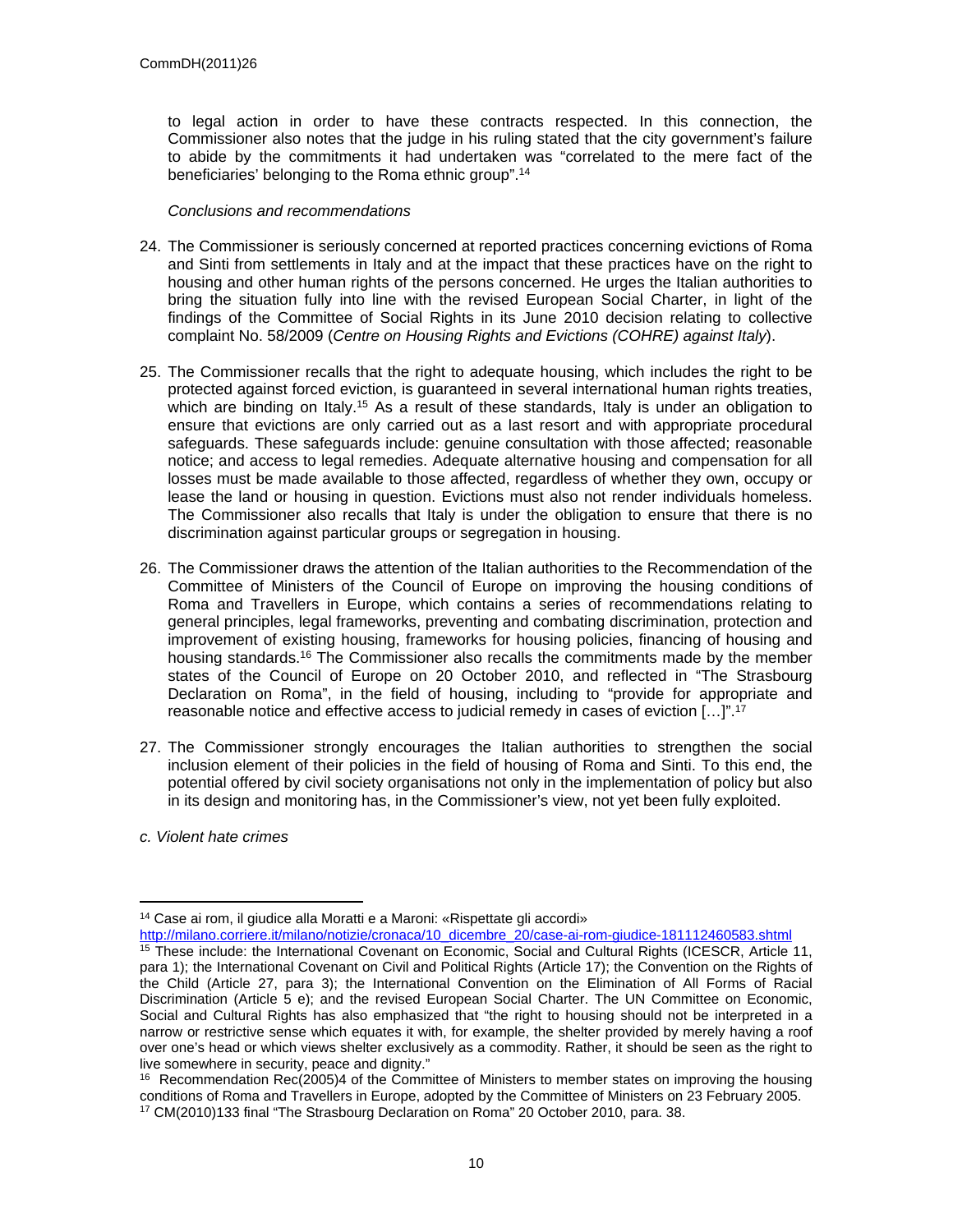to legal action in order to have these contracts respected. In this connection, the Commissioner also notes that the judge in his ruling stated that the city government's failure to abide by the commitments it had undertaken was "correlated to the mere fact of the beneficiaries' belonging to the Roma ethnic group".[14]

*Conclusions and recommendations*

24. The Commissioner is seriously concerned at reported practices concerning evictions of Roma and Sinti from settlements in Italy and at the impact that these practices have on the right to housing and other human rights of the persons concerned. He urges the Italian authorities to bring the situation fully into line with the revised European Social Charter, in light of the findings of the Committee of Social Rights in its June 2010 decision relating to collective complaint No. 58/2009 (*Centre on Housing Rights and Evictions (COHRE) against Italy*).

25. The Commissioner recalls that the right to adequate housing, which includes the right to be protected against forced eviction, is guaranteed in several international human rights treaties, which are binding on Italy.[15] As a result of these standards, Italy is under an obligation to ensure that evictions are only carried out as a last resort and with appropriate procedural safeguards. These safeguards include: genuine consultation with those affected; reasonable notice; and access to legal remedies. Adequate alternative housing and compensation for all losses must be made available to those affected, regardless of whether they own, occupy or lease the land or housing in question. Evictions must also not render individuals homeless. The Commissioner also recalls that Italy is under the obligation to ensure that there is no discrimination against particular groups or segregation in housing.

26. The Commissioner draws the attention of the Italian authorities to the Recommendation of the Committee of Ministers of the Council of Europe on improving the housing conditions of Roma and Travellers in Europe, which contains a series of recommendations relating to general principles, legal frameworks, preventing and combating discrimination, protection and improvement of existing housing, frameworks for housing policies, financing of housing and housing standards.[16] The Commissioner also recalls the commitments made by the member states of the Council of Europe on 20 October 2010, and reflected in "The Strasbourg Declaration on Roma", in the field of housing, including to "provide for appropriate and reasonable notice and effective access to judicial remedy in cases of eviction […]".[17]

27. The Commissioner strongly encourages the Italian authorities to strengthen the social inclusion element of their policies in the field of housing of Roma and Sinti. To this end, the potential offered by civil society organisations not only in the implementation of policy but also in its design and monitoring has, in the Commissioner's view, not yet been fully exploited.

*c. Violent hate crimes*

---

[14] Case ai rom, il giudice alla Moratti e a Maroni: «Rispettate gli accordi» http://milano.corriere.it/milano/notizie/cronaca/10_dicembre_20/case-ai-rom-giudice-181112460583.shtml

[15] These include: the International Covenant on Economic, Social and Cultural Rights (ICESCR, Article 11, para 1); the International Covenant on Civil and Political Rights (Article 17); the Convention on the Rights of the Child (Article 27, para 3); the International Convention on the Elimination of All Forms of Racial Discrimination (Article 5 e); and the revised European Social Charter. The UN Committee on Economic, Social and Cultural Rights has also emphasized that "the right to housing should not be interpreted in a narrow or restrictive sense which equates it with, for example, the shelter provided by merely having a roof over one's head or which views shelter exclusively as a commodity. Rather, it should be seen as the right to live somewhere in security, peace and dignity."

[16] Recommendation Rec(2005)4 of the Committee of Ministers to member states on improving the housing conditions of Roma and Travellers in Europe, adopted by the Committee of Ministers on 23 February 2005.

[17] CM(2010)133 final "The Strasbourg Declaration on Roma" 20 October 2010, para. 38.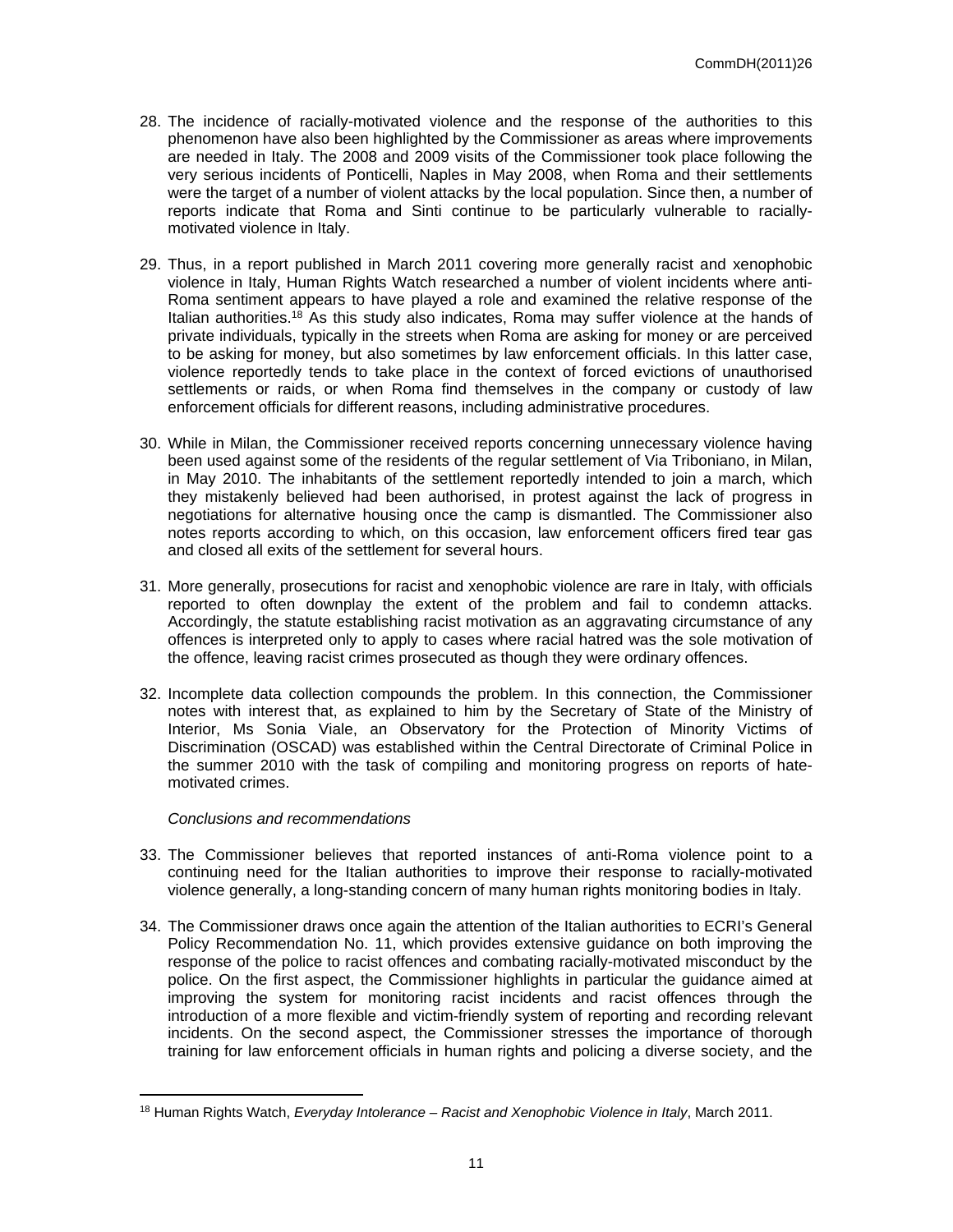28. The incidence of racially-motivated violence and the response of the authorities to this phenomenon have also been highlighted by the Commissioner as areas where improvements are needed in Italy. The 2008 and 2009 visits of the Commissioner took place following the very serious incidents of Ponticelli, Naples in May 2008, when Roma and their settlements were the target of a number of violent attacks by the local population. Since then, a number of reports indicate that Roma and Sinti continue to be particularly vulnerable to racially-motivated violence in Italy.

29. Thus, in a report published in March 2011 covering more generally racist and xenophobic violence in Italy, Human Rights Watch researched a number of violent incidents where anti-Roma sentiment appears to have played a role and examined the relative response of the Italian authorities.[18] As this study also indicates, Roma may suffer violence at the hands of private individuals, typically in the streets when Roma are asking for money or are perceived to be asking for money, but also sometimes by law enforcement officials. In this latter case, violence reportedly tends to take place in the context of forced evictions of unauthorised settlements or raids, or when Roma find themselves in the company or custody of law enforcement officials for different reasons, including administrative procedures.

30. While in Milan, the Commissioner received reports concerning unnecessary violence having been used against some of the residents of the regular settlement of Via Triboniano, in Milan, in May 2010. The inhabitants of the settlement reportedly intended to join a march, which they mistakenly believed had been authorised, in protest against the lack of progress in negotiations for alternative housing once the camp is dismantled. The Commissioner also notes reports according to which, on this occasion, law enforcement officers fired tear gas and closed all exits of the settlement for several hours.

31. More generally, prosecutions for racist and xenophobic violence are rare in Italy, with officials reported to often downplay the extent of the problem and fail to condemn attacks. Accordingly, the statute establishing racist motivation as an aggravating circumstance of any offences is interpreted only to apply to cases where racial hatred was the sole motivation of the offence, leaving racist crimes prosecuted as though they were ordinary offences.

32. Incomplete data collection compounds the problem. In this connection, the Commissioner notes with interest that, as explained to him by the Secretary of State of the Ministry of Interior, Ms Sonia Viale, an Observatory for the Protection of Minority Victims of Discrimination (OSCAD) was established within the Central Directorate of Criminal Police in the summer 2010 with the task of compiling and monitoring progress on reports of hate-motivated crimes.

*Conclusions and recommendations*

33. The Commissioner believes that reported instances of anti-Roma violence point to a continuing need for the Italian authorities to improve their response to racially-motivated violence generally, a long-standing concern of many human rights monitoring bodies in Italy.

34. The Commissioner draws once again the attention of the Italian authorities to ECRI's General Policy Recommendation No. 11, which provides extensive guidance on both improving the response of the police to racist offences and combating racially-motivated misconduct by the police. On the first aspect, the Commissioner highlights in particular the guidance aimed at improving the system for monitoring racist incidents and racist offences through the introduction of a more flexible and victim-friendly system of reporting and recording relevant incidents. On the second aspect, the Commissioner stresses the importance of thorough training for law enforcement officials in human rights and policing a diverse society, and the

---

[18] Human Rights Watch, *Everyday Intolerance – Racist and Xenophobic Violence in Italy*, March 2011.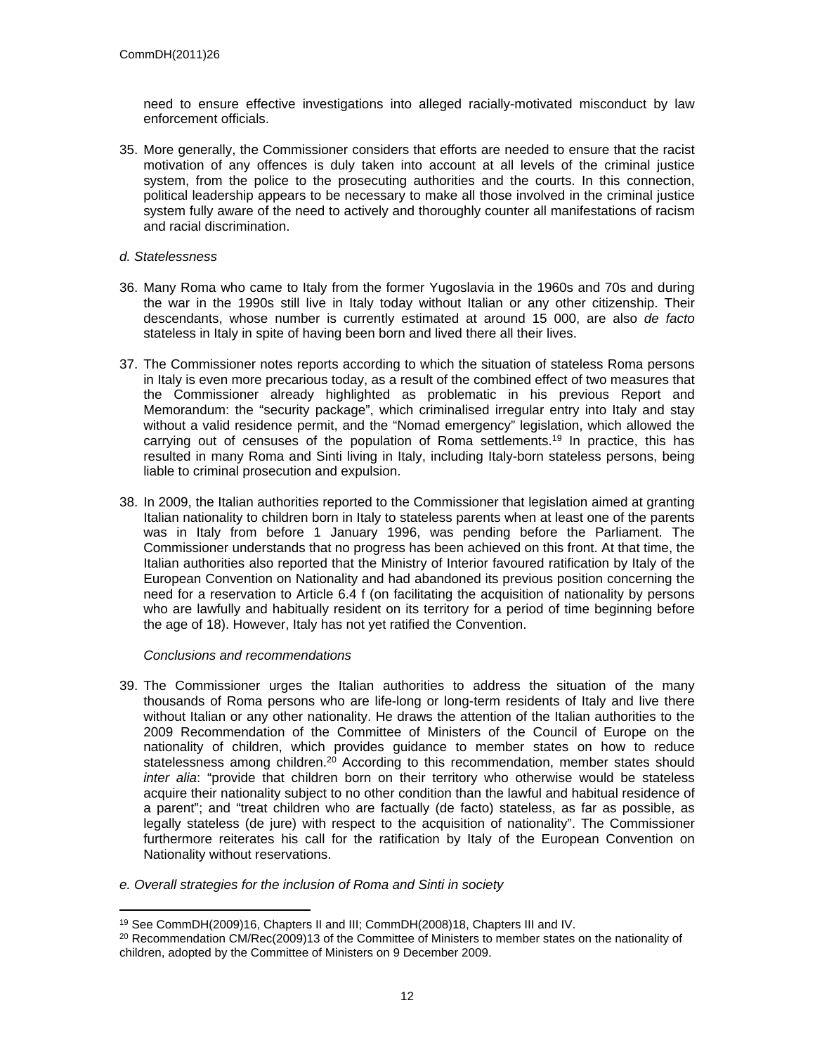need to ensure effective investigations into alleged racially-motivated misconduct by law enforcement officials.

35. More generally, the Commissioner considers that efforts are needed to ensure that the racist motivation of any offences is duly taken into account at all levels of the criminal justice system, from the police to the prosecuting authorities and the courts. In this connection, political leadership appears to be necessary to make all those involved in the criminal justice system fully aware of the need to actively and thoroughly counter all manifestations of racism and racial discrimination.

*d. Statelessness*

36. Many Roma who came to Italy from the former Yugoslavia in the 1960s and 70s and during the war in the 1990s still live in Italy today without Italian or any other citizenship. Their descendants, whose number is currently estimated at around 15 000, are also *de facto* stateless in Italy in spite of having been born and lived there all their lives.

37. The Commissioner notes reports according to which the situation of stateless Roma persons in Italy is even more precarious today, as a result of the combined effect of two measures that the Commissioner already highlighted as problematic in his previous Report and Memorandum: the "security package", which criminalised irregular entry into Italy and stay without a valid residence permit, and the "Nomad emergency" legislation, which allowed the carrying out of censuses of the population of Roma settlements.[19] In practice, this has resulted in many Roma and Sinti living in Italy, including Italy-born stateless persons, being liable to criminal prosecution and expulsion.

38. In 2009, the Italian authorities reported to the Commissioner that legislation aimed at granting Italian nationality to children born in Italy to stateless parents when at least one of the parents was in Italy from before 1 January 1996, was pending before the Parliament. The Commissioner understands that no progress has been achieved on this front. At that time, the Italian authorities also reported that the Ministry of Interior favoured ratification by Italy of the European Convention on Nationality and had abandoned its previous position concerning the need for a reservation to Article 6.4 f (on facilitating the acquisition of nationality by persons who are lawfully and habitually resident on its territory for a period of time beginning before the age of 18). However, Italy has not yet ratified the Convention.

*Conclusions and recommendations*

39. The Commissioner urges the Italian authorities to address the situation of the many thousands of Roma persons who are life-long or long-term residents of Italy and live there without Italian or any other nationality. He draws the attention of the Italian authorities to the 2009 Recommendation of the Committee of Ministers of the Council of Europe on the nationality of children, which provides guidance to member states on how to reduce statelessness among children.[20] According to this recommendation, member states should *inter alia*: "provide that children born on their territory who otherwise would be stateless acquire their nationality subject to no other condition than the lawful and habitual residence of a parent"; and "treat children who are factually (de facto) stateless, as far as possible, as legally stateless (de jure) with respect to the acquisition of nationality". The Commissioner furthermore reiterates his call for the ratification by Italy of the European Convention on Nationality without reservations.

*e. Overall strategies for the inclusion of Roma and Sinti in society*

---

[19] See CommDH(2009)16, Chapters II and III; CommDH(2008)18, Chapters III and IV.

[20] Recommendation CM/Rec(2009)13 of the Committee of Ministers to member states on the nationality of children, adopted by the Committee of Ministers on 9 December 2009.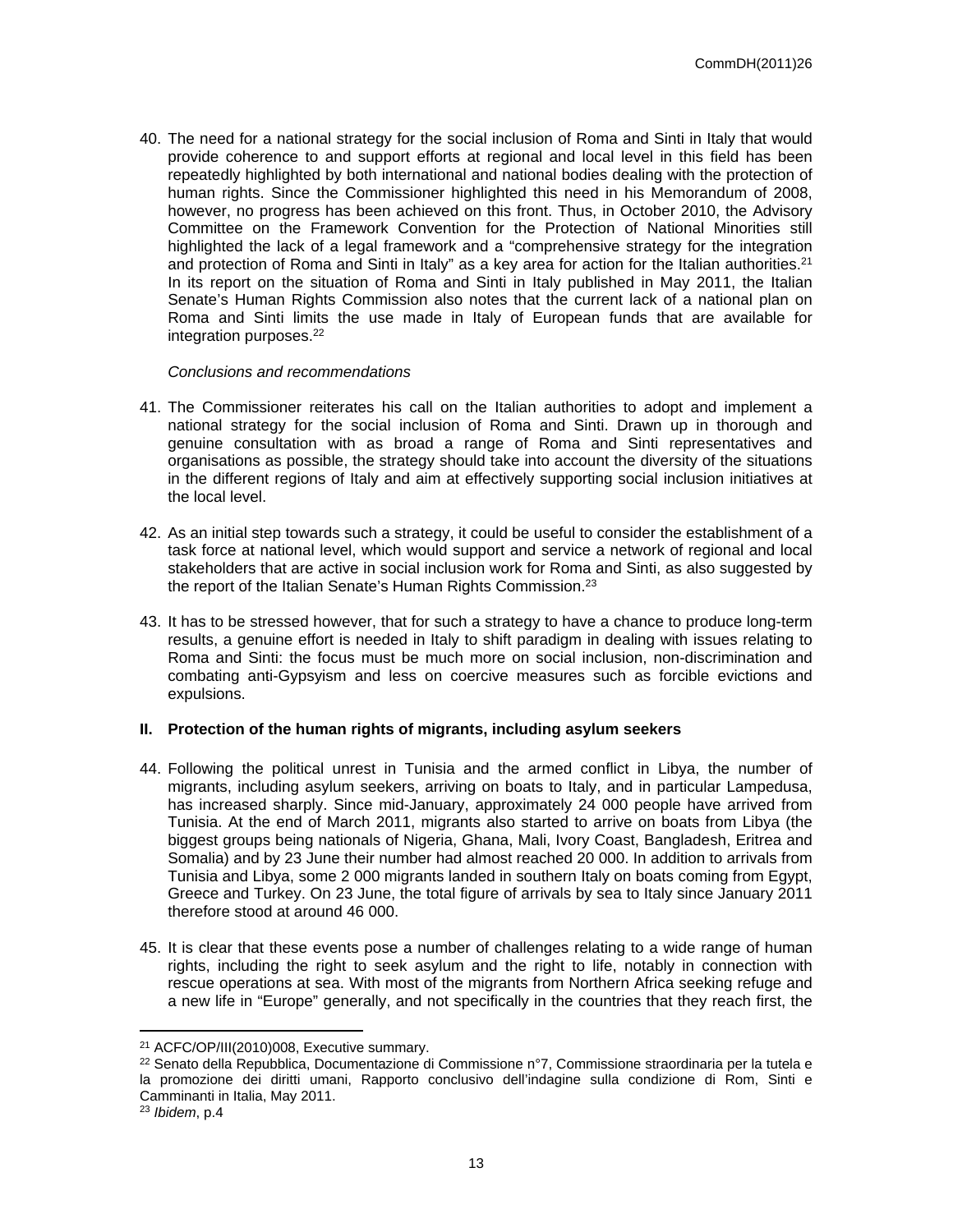40. The need for a national strategy for the social inclusion of Roma and Sinti in Italy that would provide coherence to and support efforts at regional and local level in this field has been repeatedly highlighted by both international and national bodies dealing with the protection of human rights. Since the Commissioner highlighted this need in his Memorandum of 2008, however, no progress has been achieved on this front. Thus, in October 2010, the Advisory Committee on the Framework Convention for the Protection of National Minorities still highlighted the lack of a legal framework and a "comprehensive strategy for the integration and protection of Roma and Sinti in Italy" as a key area for action for the Italian authorities.[21] In its report on the situation of Roma and Sinti in Italy published in May 2011, the Italian Senate's Human Rights Commission also notes that the current lack of a national plan on Roma and Sinti limits the use made in Italy of European funds that are available for integration purposes.[22]

*Conclusions and recommendations*

41. The Commissioner reiterates his call on the Italian authorities to adopt and implement a national strategy for the social inclusion of Roma and Sinti. Drawn up in thorough and genuine consultation with as broad a range of Roma and Sinti representatives and organisations as possible, the strategy should take into account the diversity of the situations in the different regions of Italy and aim at effectively supporting social inclusion initiatives at the local level.

42. As an initial step towards such a strategy, it could be useful to consider the establishment of a task force at national level, which would support and service a network of regional and local stakeholders that are active in social inclusion work for Roma and Sinti, as also suggested by the report of the Italian Senate's Human Rights Commission.[23]

43. It has to be stressed however, that for such a strategy to have a chance to produce long-term results, a genuine effort is needed in Italy to shift paradigm in dealing with issues relating to Roma and Sinti: the focus must be much more on social inclusion, non-discrimination and combating anti-Gypsyism and less on coercive measures such as forcible evictions and expulsions.

## II. Protection of the human rights of migrants, including asylum seekers

44. Following the political unrest in Tunisia and the armed conflict in Libya, the number of migrants, including asylum seekers, arriving on boats to Italy, and in particular Lampedusa, has increased sharply. Since mid-January, approximately 24 000 people have arrived from Tunisia. At the end of March 2011, migrants also started to arrive on boats from Libya (the biggest groups being nationals of Nigeria, Ghana, Mali, Ivory Coast, Bangladesh, Eritrea and Somalia) and by 23 June their number had almost reached 20 000. In addition to arrivals from Tunisia and Libya, some 2 000 migrants landed in southern Italy on boats coming from Egypt, Greece and Turkey. On 23 June, the total figure of arrivals by sea to Italy since January 2011 therefore stood at around 46 000.

45. It is clear that these events pose a number of challenges relating to a wide range of human rights, including the right to seek asylum and the right to life, notably in connection with rescue operations at sea. With most of the migrants from Northern Africa seeking refuge and a new life in "Europe" generally, and not specifically in the countries that they reach first, the

---

[21] ACFC/OP/III(2010)008, Executive summary.

[22] Senato della Repubblica, Documentazione di Commissione n°7, Commissione straordinaria per la tutela e la promozione dei diritti umani, Rapporto conclusivo dell'indagine sulla condizione di Rom, Sinti e Camminanti in Italia, May 2011.

[23] *Ibidem*, p.4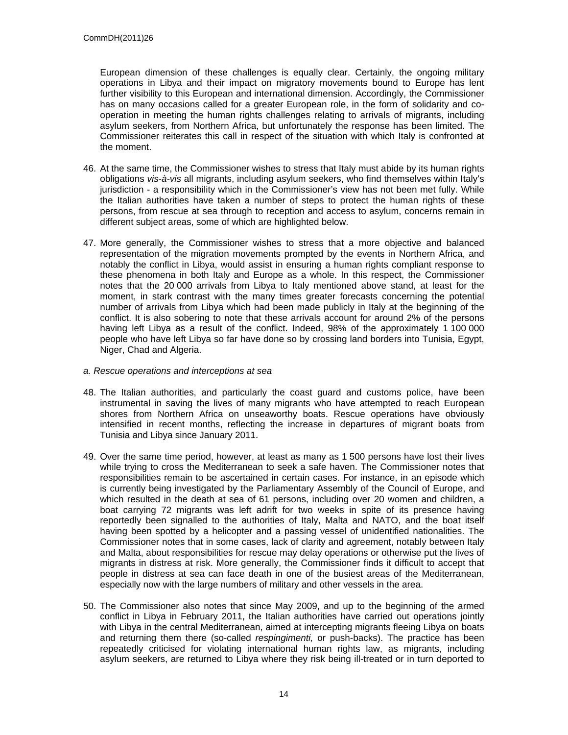European dimension of these challenges is equally clear. Certainly, the ongoing military operations in Libya and their impact on migratory movements bound to Europe has lent further visibility to this European and international dimension. Accordingly, the Commissioner has on many occasions called for a greater European role, in the form of solidarity and co-operation in meeting the human rights challenges relating to arrivals of migrants, including asylum seekers, from Northern Africa, but unfortunately the response has been limited. The Commissioner reiterates this call in respect of the situation with which Italy is confronted at the moment.

46. At the same time, the Commissioner wishes to stress that Italy must abide by its human rights obligations *vis-à-vis* all migrants, including asylum seekers, who find themselves within Italy's jurisdiction - a responsibility which in the Commissioner's view has not been met fully. While the Italian authorities have taken a number of steps to protect the human rights of these persons, from rescue at sea through to reception and access to asylum, concerns remain in different subject areas, some of which are highlighted below.

47. More generally, the Commissioner wishes to stress that a more objective and balanced representation of the migration movements prompted by the events in Northern Africa, and notably the conflict in Libya, would assist in ensuring a human rights compliant response to these phenomena in both Italy and Europe as a whole. In this respect, the Commissioner notes that the 20 000 arrivals from Libya to Italy mentioned above stand, at least for the moment, in stark contrast with the many times greater forecasts concerning the potential number of arrivals from Libya which had been made publicly in Italy at the beginning of the conflict. It is also sobering to note that these arrivals account for around 2% of the persons having left Libya as a result of the conflict. Indeed, 98% of the approximately 1 100 000 people who have left Libya so far have done so by crossing land borders into Tunisia, Egypt, Niger, Chad and Algeria.

*a. Rescue operations and interceptions at sea*

48. The Italian authorities, and particularly the coast guard and customs police, have been instrumental in saving the lives of many migrants who have attempted to reach European shores from Northern Africa on unseaworthy boats. Rescue operations have obviously intensified in recent months, reflecting the increase in departures of migrant boats from Tunisia and Libya since January 2011.

49. Over the same time period, however, at least as many as 1 500 persons have lost their lives while trying to cross the Mediterranean to seek a safe haven. The Commissioner notes that responsibilities remain to be ascertained in certain cases. For instance, in an episode which is currently being investigated by the Parliamentary Assembly of the Council of Europe, and which resulted in the death at sea of 61 persons, including over 20 women and children, a boat carrying 72 migrants was left adrift for two weeks in spite of its presence having reportedly been signalled to the authorities of Italy, Malta and NATO, and the boat itself having been spotted by a helicopter and a passing vessel of unidentified nationalities. The Commissioner notes that in some cases, lack of clarity and agreement, notably between Italy and Malta, about responsibilities for rescue may delay operations or otherwise put the lives of migrants in distress at risk. More generally, the Commissioner finds it difficult to accept that people in distress at sea can face death in one of the busiest areas of the Mediterranean, especially now with the large numbers of military and other vessels in the area.

50. The Commissioner also notes that since May 2009, and up to the beginning of the armed conflict in Libya in February 2011, the Italian authorities have carried out operations jointly with Libya in the central Mediterranean, aimed at intercepting migrants fleeing Libya on boats and returning them there (so-called *respingimenti,* or push-backs). The practice has been repeatedly criticised for violating international human rights law, as migrants, including asylum seekers, are returned to Libya where they risk being ill-treated or in turn deported to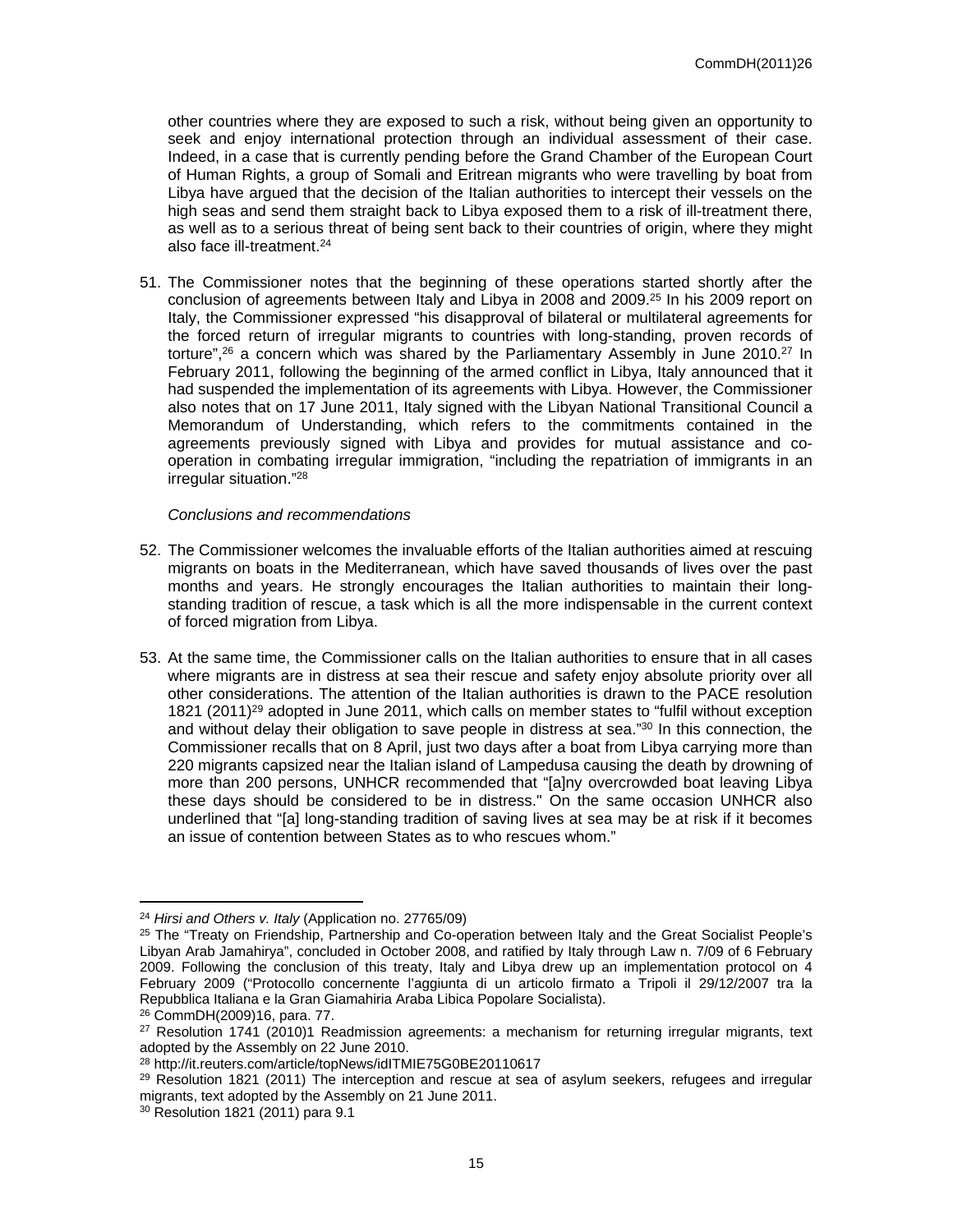other countries where they are exposed to such a risk, without being given an opportunity to seek and enjoy international protection through an individual assessment of their case. Indeed, in a case that is currently pending before the Grand Chamber of the European Court of Human Rights, a group of Somali and Eritrean migrants who were travelling by boat from Libya have argued that the decision of the Italian authorities to intercept their vessels on the high seas and send them straight back to Libya exposed them to a risk of ill-treatment there, as well as to a serious threat of being sent back to their countries of origin, where they might also face ill-treatment.[24]

51. The Commissioner notes that the beginning of these operations started shortly after the conclusion of agreements between Italy and Libya in 2008 and 2009.[25] In his 2009 report on Italy, the Commissioner expressed "his disapproval of bilateral or multilateral agreements for the forced return of irregular migrants to countries with long-standing, proven records of torture",[26] a concern which was shared by the Parliamentary Assembly in June 2010.[27] In February 2011, following the beginning of the armed conflict in Libya, Italy announced that it had suspended the implementation of its agreements with Libya. However, the Commissioner also notes that on 17 June 2011, Italy signed with the Libyan National Transitional Council a Memorandum of Understanding, which refers to the commitments contained in the agreements previously signed with Libya and provides for mutual assistance and co-operation in combating irregular immigration, "including the repatriation of immigrants in an irregular situation."[28]

*Conclusions and recommendations*

52. The Commissioner welcomes the invaluable efforts of the Italian authorities aimed at rescuing migrants on boats in the Mediterranean, which have saved thousands of lives over the past months and years. He strongly encourages the Italian authorities to maintain their long-standing tradition of rescue, a task which is all the more indispensable in the current context of forced migration from Libya.

53. At the same time, the Commissioner calls on the Italian authorities to ensure that in all cases where migrants are in distress at sea their rescue and safety enjoy absolute priority over all other considerations. The attention of the Italian authorities is drawn to the PACE resolution 1821 (2011)[29] adopted in June 2011, which calls on member states to "fulfil without exception and without delay their obligation to save people in distress at sea."[30] In this connection, the Commissioner recalls that on 8 April, just two days after a boat from Libya carrying more than 220 migrants capsized near the Italian island of Lampedusa causing the death by drowning of more than 200 persons, UNHCR recommended that "[a]ny overcrowded boat leaving Libya these days should be considered to be in distress." On the same occasion UNHCR also underlined that "[a] long-standing tradition of saving lives at sea may be at risk if it becomes an issue of contention between States as to who rescues whom."

---

[24] *Hirsi and Others v. Italy* (Application no. 27765/09)

[25] The "Treaty on Friendship, Partnership and Co-operation between Italy and the Great Socialist People's Libyan Arab Jamahirya", concluded in October 2008, and ratified by Italy through Law n. 7/09 of 6 February 2009. Following the conclusion of this treaty, Italy and Libya drew up an implementation protocol on 4 February 2009 ("Protocollo concernente l'aggiunta di un articolo firmato a Tripoli il 29/12/2007 tra la Repubblica Italiana e la Gran Giamahiria Araba Libica Popolare Socialista).

[26] CommDH(2009)16, para. 77.

[27] Resolution 1741 (2010)1 Readmission agreements: a mechanism for returning irregular migrants, text adopted by the Assembly on 22 June 2010.

[28] http://it.reuters.com/article/topNews/idITMIE75G0BE20110617

[29] Resolution 1821 (2011) The interception and rescue at sea of asylum seekers, refugees and irregular migrants, text adopted by the Assembly on 21 June 2011.

[30] Resolution 1821 (2011) para 9.1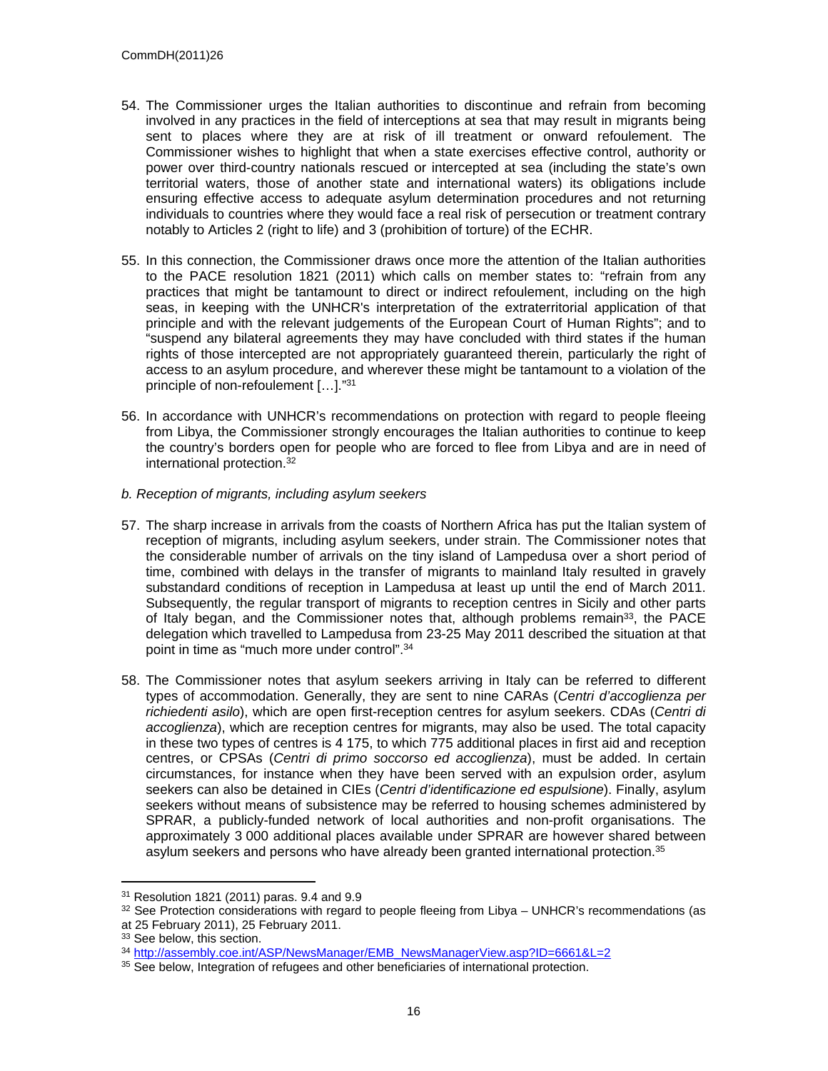54. The Commissioner urges the Italian authorities to discontinue and refrain from becoming involved in any practices in the field of interceptions at sea that may result in migrants being sent to places where they are at risk of ill treatment or onward refoulement. The Commissioner wishes to highlight that when a state exercises effective control, authority or power over third-country nationals rescued or intercepted at sea (including the state's own territorial waters, those of another state and international waters) its obligations include ensuring effective access to adequate asylum determination procedures and not returning individuals to countries where they would face a real risk of persecution or treatment contrary notably to Articles 2 (right to life) and 3 (prohibition of torture) of the ECHR.

55. In this connection, the Commissioner draws once more the attention of the Italian authorities to the PACE resolution 1821 (2011) which calls on member states to: "refrain from any practices that might be tantamount to direct or indirect refoulement, including on the high seas, in keeping with the UNHCR's interpretation of the extraterritorial application of that principle and with the relevant judgements of the European Court of Human Rights"; and to "suspend any bilateral agreements they may have concluded with third states if the human rights of those intercepted are not appropriately guaranteed therein, particularly the right of access to an asylum procedure, and wherever these might be tantamount to a violation of the principle of non-refoulement […]."[31]

56. In accordance with UNHCR's recommendations on protection with regard to people fleeing from Libya, the Commissioner strongly encourages the Italian authorities to continue to keep the country's borders open for people who are forced to flee from Libya and are in need of international protection.[32]

*b. Reception of migrants, including asylum seekers*

57. The sharp increase in arrivals from the coasts of Northern Africa has put the Italian system of reception of migrants, including asylum seekers, under strain. The Commissioner notes that the considerable number of arrivals on the tiny island of Lampedusa over a short period of time, combined with delays in the transfer of migrants to mainland Italy resulted in gravely substandard conditions of reception in Lampedusa at least up until the end of March 2011. Subsequently, the regular transport of migrants to reception centres in Sicily and other parts of Italy began, and the Commissioner notes that, although problems remain[33], the PACE delegation which travelled to Lampedusa from 23-25 May 2011 described the situation at that point in time as "much more under control".[34]

58. The Commissioner notes that asylum seekers arriving in Italy can be referred to different types of accommodation. Generally, they are sent to nine CARAs (*Centri d'accoglienza per richiedenti asilo*), which are open first-reception centres for asylum seekers. CDAs (*Centri di accoglienza*), which are reception centres for migrants, may also be used. The total capacity in these two types of centres is 4 175, to which 775 additional places in first aid and reception centres, or CPSAs (*Centri di primo soccorso ed accoglienza*), must be added. In certain circumstances, for instance when they have been served with an expulsion order, asylum seekers can also be detained in CIEs (*Centri d'identificazione ed espulsione*). Finally, asylum seekers without means of subsistence may be referred to housing schemes administered by SPRAR, a publicly-funded network of local authorities and non-profit organisations. The approximately 3 000 additional places available under SPRAR are however shared between asylum seekers and persons who have already been granted international protection.[35]

---

[31] Resolution 1821 (2011) paras. 9.4 and 9.9

[32] See Protection considerations with regard to people fleeing from Libya – UNHCR's recommendations (as at 25 February 2011), 25 February 2011.

[33] See below, this section.

[34] http://assembly.coe.int/ASP/NewsManager/EMB_NewsManagerView.asp?ID=6661&L=2

[35] See below, Integration of refugees and other beneficiaries of international protection.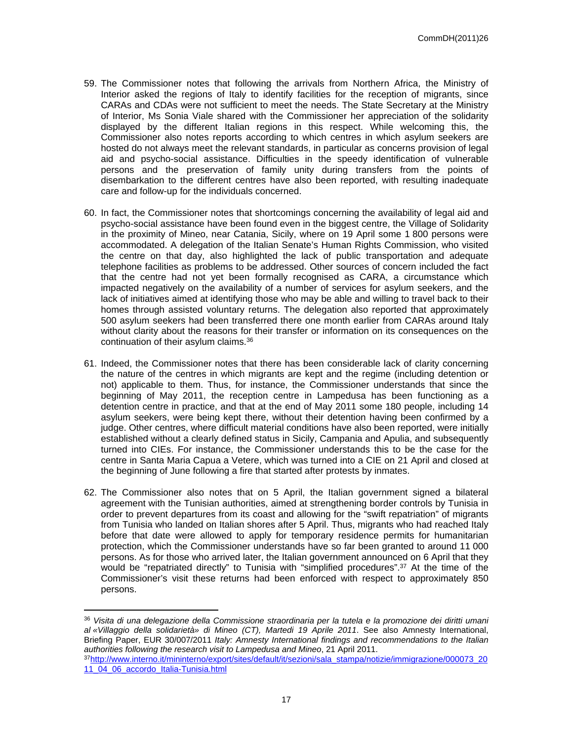59. The Commissioner notes that following the arrivals from Northern Africa, the Ministry of Interior asked the regions of Italy to identify facilities for the reception of migrants, since CARAs and CDAs were not sufficient to meet the needs. The State Secretary at the Ministry of Interior, Ms Sonia Viale shared with the Commissioner her appreciation of the solidarity displayed by the different Italian regions in this respect. While welcoming this, the Commissioner also notes reports according to which centres in which asylum seekers are hosted do not always meet the relevant standards, in particular as concerns provision of legal aid and psycho-social assistance. Difficulties in the speedy identification of vulnerable persons and the preservation of family unity during transfers from the points of disembarkation to the different centres have also been reported, with resulting inadequate care and follow-up for the individuals concerned.

60. In fact, the Commissioner notes that shortcomings concerning the availability of legal aid and psycho-social assistance have been found even in the biggest centre, the Village of Solidarity in the proximity of Mineo, near Catania, Sicily, where on 19 April some 1 800 persons were accommodated. A delegation of the Italian Senate's Human Rights Commission, who visited the centre on that day, also highlighted the lack of public transportation and adequate telephone facilities as problems to be addressed. Other sources of concern included the fact that the centre had not yet been formally recognised as CARA, a circumstance which impacted negatively on the availability of a number of services for asylum seekers, and the lack of initiatives aimed at identifying those who may be able and willing to travel back to their homes through assisted voluntary returns. The delegation also reported that approximately 500 asylum seekers had been transferred there one month earlier from CARAs around Italy without clarity about the reasons for their transfer or information on its consequences on the continuation of their asylum claims.[36]

61. Indeed, the Commissioner notes that there has been considerable lack of clarity concerning the nature of the centres in which migrants are kept and the regime (including detention or not) applicable to them. Thus, for instance, the Commissioner understands that since the beginning of May 2011, the reception centre in Lampedusa has been functioning as a detention centre in practice, and that at the end of May 2011 some 180 people, including 14 asylum seekers, were being kept there, without their detention having been confirmed by a judge. Other centres, where difficult material conditions have also been reported, were initially established without a clearly defined status in Sicily, Campania and Apulia, and subsequently turned into CIEs. For instance, the Commissioner understands this to be the case for the centre in Santa Maria Capua a Vetere, which was turned into a CIE on 21 April and closed at the beginning of June following a fire that started after protests by inmates.

62. The Commissioner also notes that on 5 April, the Italian government signed a bilateral agreement with the Tunisian authorities, aimed at strengthening border controls by Tunisia in order to prevent departures from its coast and allowing for the "swift repatriation" of migrants from Tunisia who landed on Italian shores after 5 April. Thus, migrants who had reached Italy before that date were allowed to apply for temporary residence permits for humanitarian protection, which the Commissioner understands have so far been granted to around 11 000 persons. As for those who arrived later, the Italian government announced on 6 April that they would be "repatriated directly" to Tunisia with "simplified procedures".[37] At the time of the Commissioner's visit these returns had been enforced with respect to approximately 850 persons.

---

[36] *Visita di una delegazione della Commissione straordinaria per la tutela e la promozione dei diritti umani al «Villaggio della solidarietà» di Mineo (CT), Martedi 19 Aprile 2011*. See also Amnesty International, Briefing Paper, EUR 30/007/2011 *Italy: Amnesty International findings and recommendations to the Italian authorities following the research visit to Lampedusa and Mineo*, 21 April 2011.

[37] http://www.interno.it/mininterno/export/sites/default/it/sezioni/sala_stampa/notizie/immigrazione/000073_2011_04_06_accordo_Italia-Tunisia.html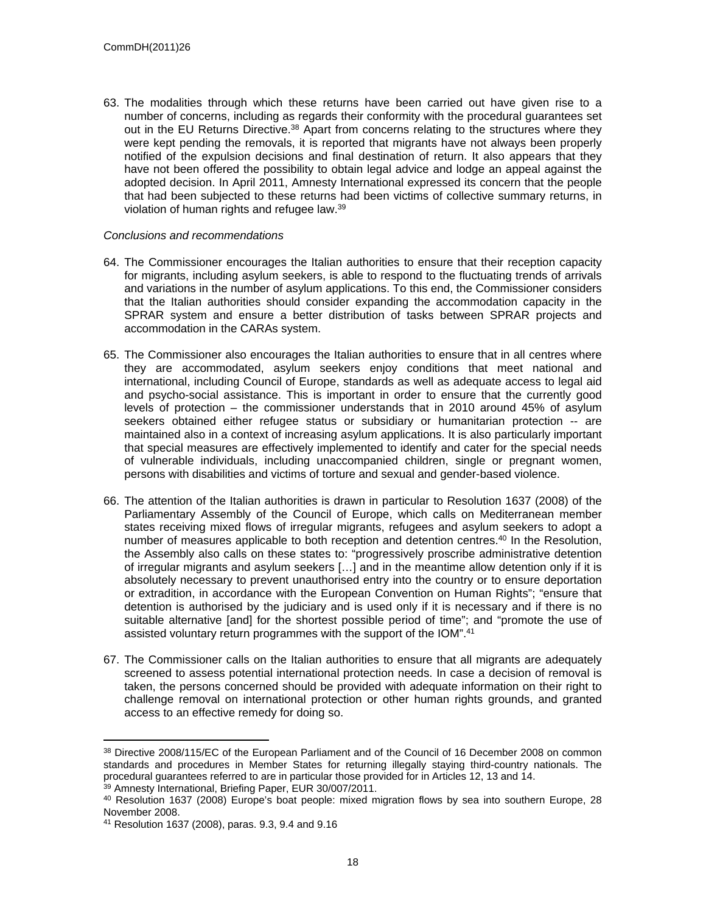63. The modalities through which these returns have been carried out have given rise to a number of concerns, including as regards their conformity with the procedural guarantees set out in the EU Returns Directive.[38] Apart from concerns relating to the structures where they were kept pending the removals, it is reported that migrants have not always been properly notified of the expulsion decisions and final destination of return. It also appears that they have not been offered the possibility to obtain legal advice and lodge an appeal against the adopted decision. In April 2011, Amnesty International expressed its concern that the people that had been subjected to these returns had been victims of collective summary returns, in violation of human rights and refugee law.[39]

*Conclusions and recommendations*

64. The Commissioner encourages the Italian authorities to ensure that their reception capacity for migrants, including asylum seekers, is able to respond to the fluctuating trends of arrivals and variations in the number of asylum applications. To this end, the Commissioner considers that the Italian authorities should consider expanding the accommodation capacity in the SPRAR system and ensure a better distribution of tasks between SPRAR projects and accommodation in the CARAs system.

65. The Commissioner also encourages the Italian authorities to ensure that in all centres where they are accommodated, asylum seekers enjoy conditions that meet national and international, including Council of Europe, standards as well as adequate access to legal aid and psycho-social assistance. This is important in order to ensure that the currently good levels of protection – the commissioner understands that in 2010 around 45% of asylum seekers obtained either refugee status or subsidiary or humanitarian protection -- are maintained also in a context of increasing asylum applications. It is also particularly important that special measures are effectively implemented to identify and cater for the special needs of vulnerable individuals, including unaccompanied children, single or pregnant women, persons with disabilities and victims of torture and sexual and gender-based violence.

66. The attention of the Italian authorities is drawn in particular to Resolution 1637 (2008) of the Parliamentary Assembly of the Council of Europe, which calls on Mediterranean member states receiving mixed flows of irregular migrants, refugees and asylum seekers to adopt a number of measures applicable to both reception and detention centres.[40] In the Resolution, the Assembly also calls on these states to: "progressively proscribe administrative detention of irregular migrants and asylum seekers […] and in the meantime allow detention only if it is absolutely necessary to prevent unauthorised entry into the country or to ensure deportation or extradition, in accordance with the European Convention on Human Rights"; "ensure that detention is authorised by the judiciary and is used only if it is necessary and if there is no suitable alternative [and] for the shortest possible period of time"; and "promote the use of assisted voluntary return programmes with the support of the IOM".[41]

67. The Commissioner calls on the Italian authorities to ensure that all migrants are adequately screened to assess potential international protection needs. In case a decision of removal is taken, the persons concerned should be provided with adequate information on their right to challenge removal on international protection or other human rights grounds, and granted access to an effective remedy for doing so.

---

[38] Directive 2008/115/EC of the European Parliament and of the Council of 16 December 2008 on common standards and procedures in Member States for returning illegally staying third-country nationals. The procedural guarantees referred to are in particular those provided for in Articles 12, 13 and 14.

[39] Amnesty International, Briefing Paper, EUR 30/007/2011.

[40] Resolution 1637 (2008) Europe's boat people: mixed migration flows by sea into southern Europe, 28 November 2008.

[41] Resolution 1637 (2008), paras. 9.3, 9.4 and 9.16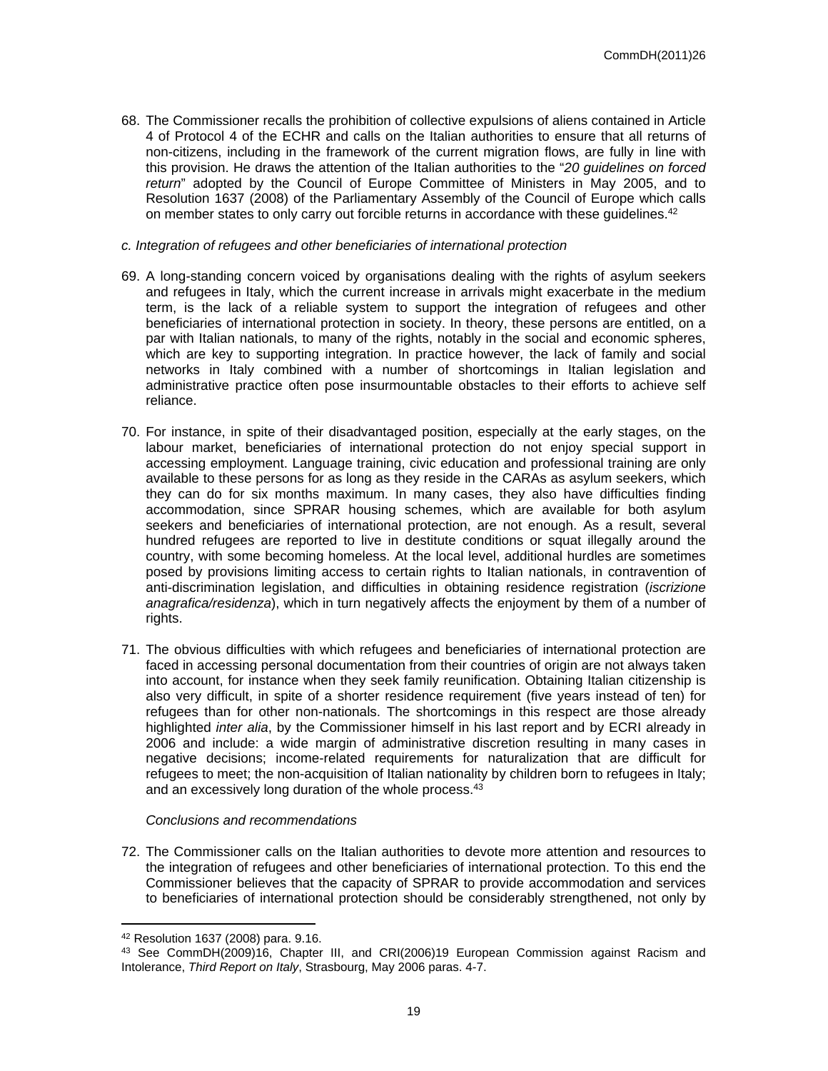68. The Commissioner recalls the prohibition of collective expulsions of aliens contained in Article 4 of Protocol 4 of the ECHR and calls on the Italian authorities to ensure that all returns of non-citizens, including in the framework of the current migration flows, are fully in line with this provision. He draws the attention of the Italian authorities to the "*20 guidelines on forced return*" adopted by the Council of Europe Committee of Ministers in May 2005, and to Resolution 1637 (2008) of the Parliamentary Assembly of the Council of Europe which calls on member states to only carry out forcible returns in accordance with these guidelines.[42]

*c. Integration of refugees and other beneficiaries of international protection*

69. A long-standing concern voiced by organisations dealing with the rights of asylum seekers and refugees in Italy, which the current increase in arrivals might exacerbate in the medium term, is the lack of a reliable system to support the integration of refugees and other beneficiaries of international protection in society. In theory, these persons are entitled, on a par with Italian nationals, to many of the rights, notably in the social and economic spheres, which are key to supporting integration. In practice however, the lack of family and social networks in Italy combined with a number of shortcomings in Italian legislation and administrative practice often pose insurmountable obstacles to their efforts to achieve self reliance.

70. For instance, in spite of their disadvantaged position, especially at the early stages, on the labour market, beneficiaries of international protection do not enjoy special support in accessing employment. Language training, civic education and professional training are only available to these persons for as long as they reside in the CARAs as asylum seekers, which they can do for six months maximum. In many cases, they also have difficulties finding accommodation, since SPRAR housing schemes, which are available for both asylum seekers and beneficiaries of international protection, are not enough. As a result, several hundred refugees are reported to live in destitute conditions or squat illegally around the country, with some becoming homeless. At the local level, additional hurdles are sometimes posed by provisions limiting access to certain rights to Italian nationals, in contravention of anti-discrimination legislation, and difficulties in obtaining residence registration (*iscrizione anagrafica/residenza*), which in turn negatively affects the enjoyment by them of a number of rights.

71. The obvious difficulties with which refugees and beneficiaries of international protection are faced in accessing personal documentation from their countries of origin are not always taken into account, for instance when they seek family reunification. Obtaining Italian citizenship is also very difficult, in spite of a shorter residence requirement (five years instead of ten) for refugees than for other non-nationals. The shortcomings in this respect are those already highlighted *inter alia*, by the Commissioner himself in his last report and by ECRI already in 2006 and include: a wide margin of administrative discretion resulting in many cases in negative decisions; income-related requirements for naturalization that are difficult for refugees to meet; the non-acquisition of Italian nationality by children born to refugees in Italy; and an excessively long duration of the whole process.[43]

*Conclusions and recommendations*

72. The Commissioner calls on the Italian authorities to devote more attention and resources to the integration of refugees and other beneficiaries of international protection. To this end the Commissioner believes that the capacity of SPRAR to provide accommodation and services to beneficiaries of international protection should be considerably strengthened, not only by

---

[42] Resolution 1637 (2008) para. 9.16.

[43] See CommDH(2009)16, Chapter III, and CRI(2006)19 European Commission against Racism and Intolerance, *Third Report on Italy*, Strasbourg, May 2006 paras. 4-7.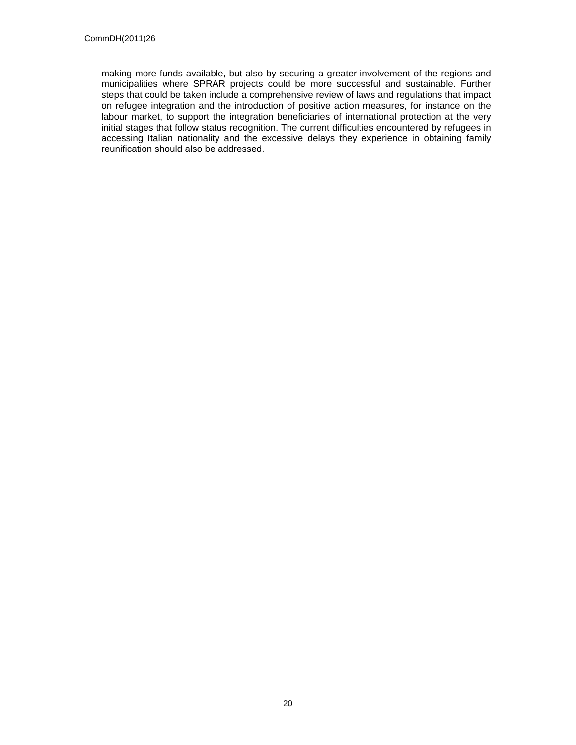making more funds available, but also by securing a greater involvement of the regions and municipalities where SPRAR projects could be more successful and sustainable. Further steps that could be taken include a comprehensive review of laws and regulations that impact on refugee integration and the introduction of positive action measures, for instance on the labour market, to support the integration beneficiaries of international protection at the very initial stages that follow status recognition. The current difficulties encountered by refugees in accessing Italian nationality and the excessive delays they experience in obtaining family reunification should also be addressed.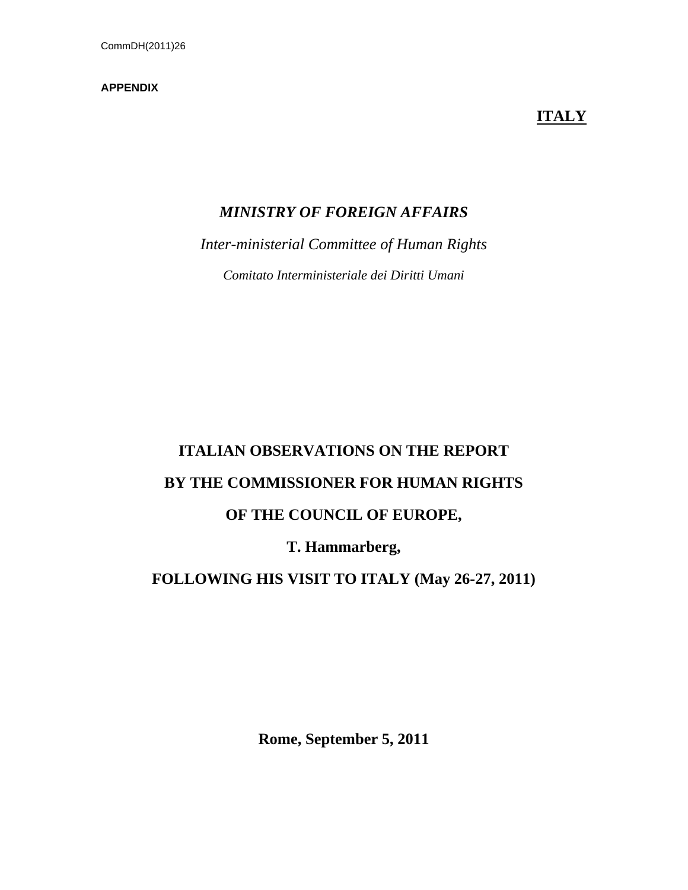**APPENDIX**

**ITALY**

*MINISTRY OF FOREIGN AFFAIRS*

*Inter-ministerial Committee of Human Rights*

*Comitato Interministeriale dei Diritti Umani*

# ITALIAN OBSERVATIONS ON THE REPORT BY THE COMMISSIONER FOR HUMAN RIGHTS OF THE COUNCIL OF EUROPE, T. Hammarberg, FOLLOWING HIS VISIT TO ITALY (May 26-27, 2011)

**Rome, September 5, 2011**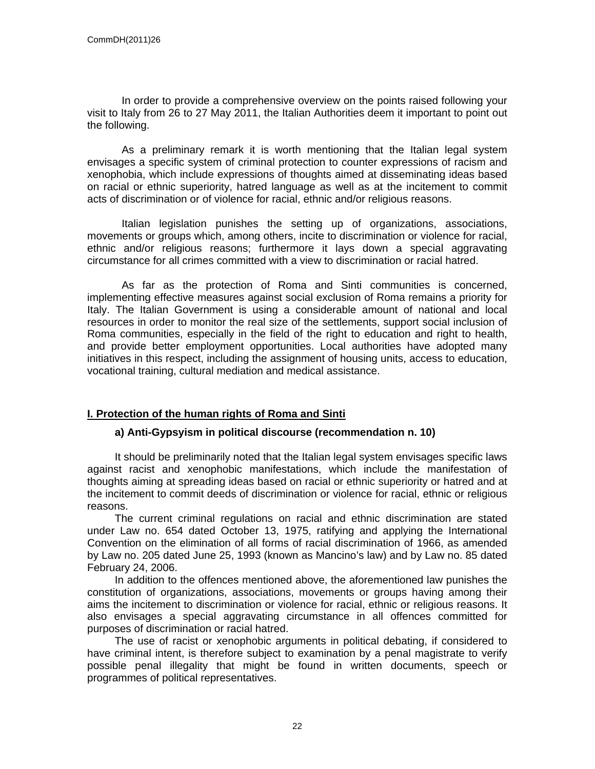In order to provide a comprehensive overview on the points raised following your visit to Italy from 26 to 27 May 2011, the Italian Authorities deem it important to point out the following.

As a preliminary remark it is worth mentioning that the Italian legal system envisages a specific system of criminal protection to counter expressions of racism and xenophobia, which include expressions of thoughts aimed at disseminating ideas based on racial or ethnic superiority, hatred language as well as at the incitement to commit acts of discrimination or of violence for racial, ethnic and/or religious reasons.

Italian legislation punishes the setting up of organizations, associations, movements or groups which, among others, incite to discrimination or violence for racial, ethnic and/or religious reasons; furthermore it lays down a special aggravating circumstance for all crimes committed with a view to discrimination or racial hatred.

As far as the protection of Roma and Sinti communities is concerned, implementing effective measures against social exclusion of Roma remains a priority for Italy. The Italian Government is using a considerable amount of national and local resources in order to monitor the real size of the settlements, support social inclusion of Roma communities, especially in the field of the right to education and right to health, and provide better employment opportunities. Local authorities have adopted many initiatives in this respect, including the assignment of housing units, access to education, vocational training, cultural mediation and medical assistance.

## I. Protection of the human rights of Roma and Sinti

### a) Anti-Gypsyism in political discourse (recommendation n. 10)

It should be preliminarily noted that the Italian legal system envisages specific laws against racist and xenophobic manifestations, which include the manifestation of thoughts aiming at spreading ideas based on racial or ethnic superiority or hatred and at the incitement to commit deeds of discrimination or violence for racial, ethnic or religious reasons.

The current criminal regulations on racial and ethnic discrimination are stated under Law no. 654 dated October 13, 1975, ratifying and applying the International Convention on the elimination of all forms of racial discrimination of 1966, as amended by Law no. 205 dated June 25, 1993 (known as Mancino's law) and by Law no. 85 dated February 24, 2006.

In addition to the offences mentioned above, the aforementioned law punishes the constitution of organizations, associations, movements or groups having among their aims the incitement to discrimination or violence for racial, ethnic or religious reasons. It also envisages a special aggravating circumstance in all offences committed for purposes of discrimination or racial hatred.

The use of racist or xenophobic arguments in political debating, if considered to have criminal intent, is therefore subject to examination by a penal magistrate to verify possible penal illegality that might be found in written documents, speech or programmes of political representatives.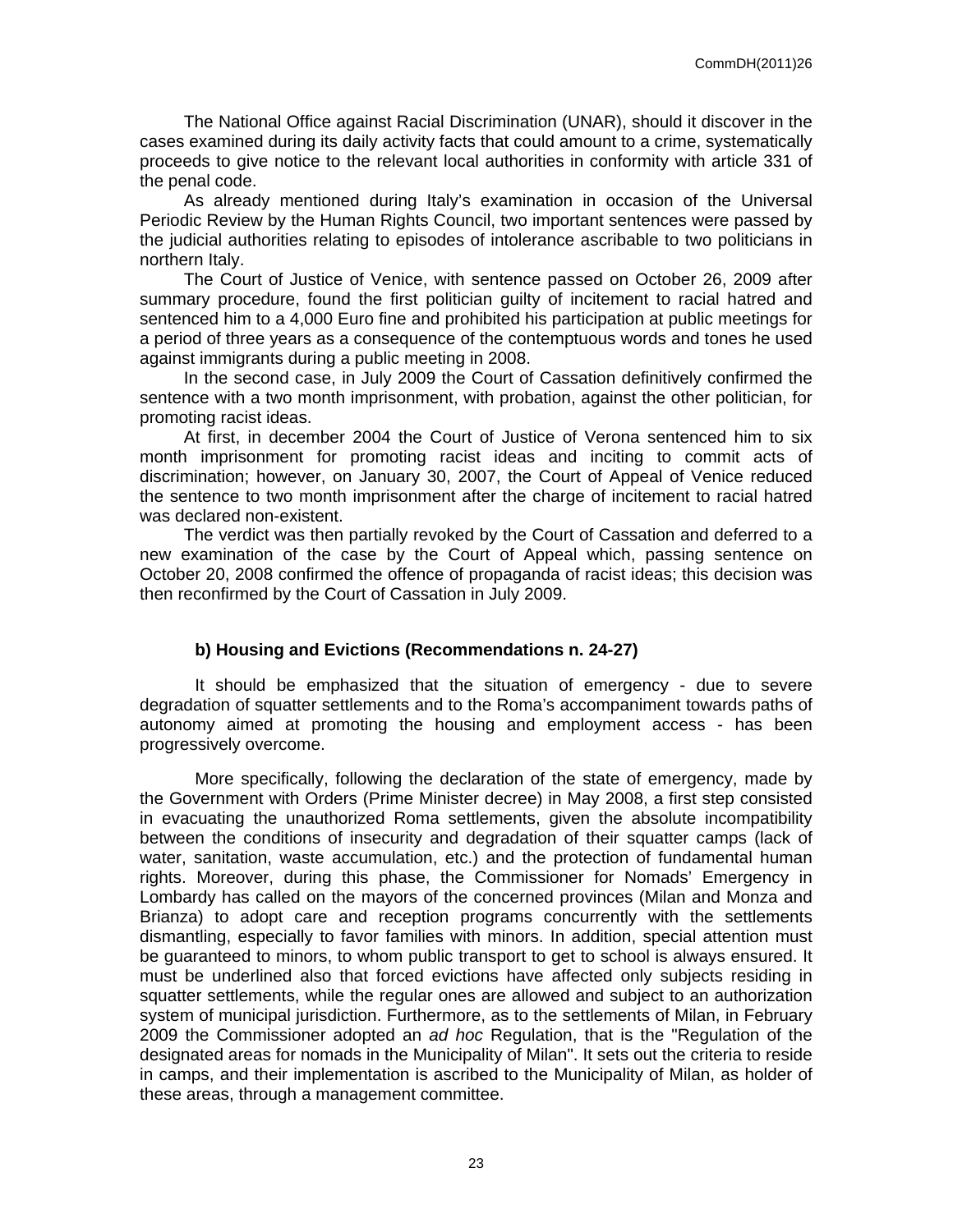The National Office against Racial Discrimination (UNAR), should it discover in the cases examined during its daily activity facts that could amount to a crime, systematically proceeds to give notice to the relevant local authorities in conformity with article 331 of the penal code.

As already mentioned during Italy's examination in occasion of the Universal Periodic Review by the Human Rights Council, two important sentences were passed by the judicial authorities relating to episodes of intolerance ascribable to two politicians in northern Italy.

The Court of Justice of Venice, with sentence passed on October 26, 2009 after summary procedure, found the first politician guilty of incitement to racial hatred and sentenced him to a 4,000 Euro fine and prohibited his participation at public meetings for a period of three years as a consequence of the contemptuous words and tones he used against immigrants during a public meeting in 2008.

In the second case, in July 2009 the Court of Cassation definitively confirmed the sentence with a two month imprisonment, with probation, against the other politician, for promoting racist ideas.

At first, in december 2004 the Court of Justice of Verona sentenced him to six month imprisonment for promoting racist ideas and inciting to commit acts of discrimination; however, on January 30, 2007, the Court of Appeal of Venice reduced the sentence to two month imprisonment after the charge of incitement to racial hatred was declared non-existent.

The verdict was then partially revoked by the Court of Cassation and deferred to a new examination of the case by the Court of Appeal which, passing sentence on October 20, 2008 confirmed the offence of propaganda of racist ideas; this decision was then reconfirmed by the Court of Cassation in July 2009.

**b) Housing and Evictions (Recommendations n. 24-27)**

It should be emphasized that the situation of emergency - due to severe degradation of squatter settlements and to the Roma's accompaniment towards paths of autonomy aimed at promoting the housing and employment access - has been progressively overcome.

More specifically, following the declaration of the state of emergency, made by the Government with Orders (Prime Minister decree) in May 2008, a first step consisted in evacuating the unauthorized Roma settlements, given the absolute incompatibility between the conditions of insecurity and degradation of their squatter camps (lack of water, sanitation, waste accumulation, etc.) and the protection of fundamental human rights. Moreover, during this phase, the Commissioner for Nomads' Emergency in Lombardy has called on the mayors of the concerned provinces (Milan and Monza and Brianza) to adopt care and reception programs concurrently with the settlements dismantling, especially to favor families with minors. In addition, special attention must be guaranteed to minors, to whom public transport to get to school is always ensured. It must be underlined also that forced evictions have affected only subjects residing in squatter settlements, while the regular ones are allowed and subject to an authorization system of municipal jurisdiction. Furthermore, as to the settlements of Milan, in February 2009 the Commissioner adopted an *ad hoc* Regulation, that is the "Regulation of the designated areas for nomads in the Municipality of Milan". It sets out the criteria to reside in camps, and their implementation is ascribed to the Municipality of Milan, as holder of these areas, through a management committee.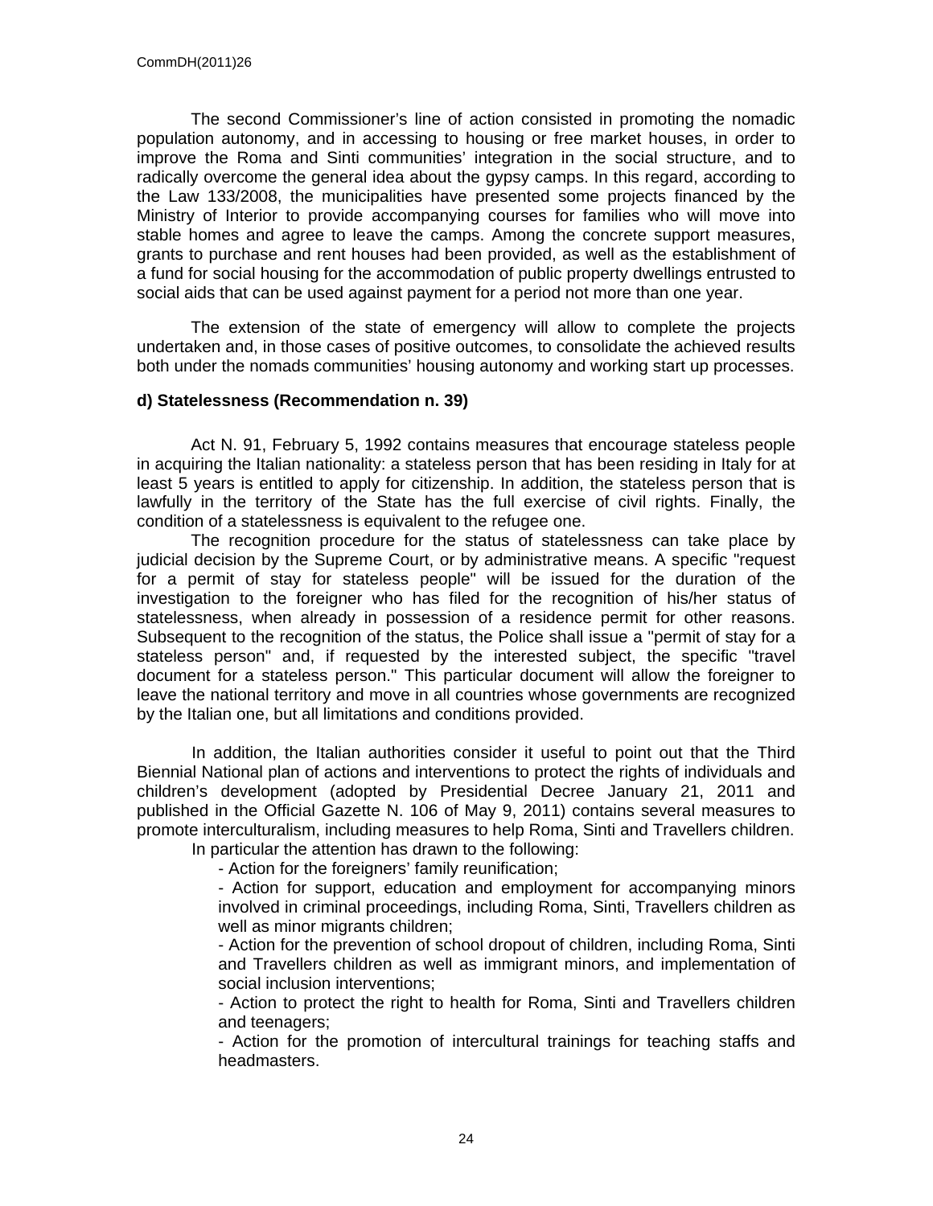The second Commissioner's line of action consisted in promoting the nomadic population autonomy, and in accessing to housing or free market houses, in order to improve the Roma and Sinti communities' integration in the social structure, and to radically overcome the general idea about the gypsy camps. In this regard, according to the Law 133/2008, the municipalities have presented some projects financed by the Ministry of Interior to provide accompanying courses for families who will move into stable homes and agree to leave the camps. Among the concrete support measures, grants to purchase and rent houses had been provided, as well as the establishment of a fund for social housing for the accommodation of public property dwellings entrusted to social aids that can be used against payment for a period not more than one year.

The extension of the state of emergency will allow to complete the projects undertaken and, in those cases of positive outcomes, to consolidate the achieved results both under the nomads communities' housing autonomy and working start up processes.

**d) Statelessness (Recommendation n. 39)**

Act N. 91, February 5, 1992 contains measures that encourage stateless people in acquiring the Italian nationality: a stateless person that has been residing in Italy for at least 5 years is entitled to apply for citizenship. In addition, the stateless person that is lawfully in the territory of the State has the full exercise of civil rights. Finally, the condition of a statelessness is equivalent to the refugee one.

The recognition procedure for the status of statelessness can take place by judicial decision by the Supreme Court, or by administrative means. A specific "request for a permit of stay for stateless people" will be issued for the duration of the investigation to the foreigner who has filed for the recognition of his/her status of statelessness, when already in possession of a residence permit for other reasons. Subsequent to the recognition of the status, the Police shall issue a "permit of stay for a stateless person" and, if requested by the interested subject, the specific "travel document for a stateless person." This particular document will allow the foreigner to leave the national territory and move in all countries whose governments are recognized by the Italian one, but all limitations and conditions provided.

In addition, the Italian authorities consider it useful to point out that the Third Biennial National plan of actions and interventions to protect the rights of individuals and children's development (adopted by Presidential Decree January 21, 2011 and published in the Official Gazette N. 106 of May 9, 2011) contains several measures to promote interculturalism, including measures to help Roma, Sinti and Travellers children.

In particular the attention has drawn to the following:

- Action for the foreigners' family reunification;
- Action for support, education and employment for accompanying minors involved in criminal proceedings, including Roma, Sinti, Travellers children as well as minor migrants children;
- Action for the prevention of school dropout of children, including Roma, Sinti and Travellers children as well as immigrant minors, and implementation of social inclusion interventions;
- Action to protect the right to health for Roma, Sinti and Travellers children and teenagers;
- Action for the promotion of intercultural trainings for teaching staffs and headmasters.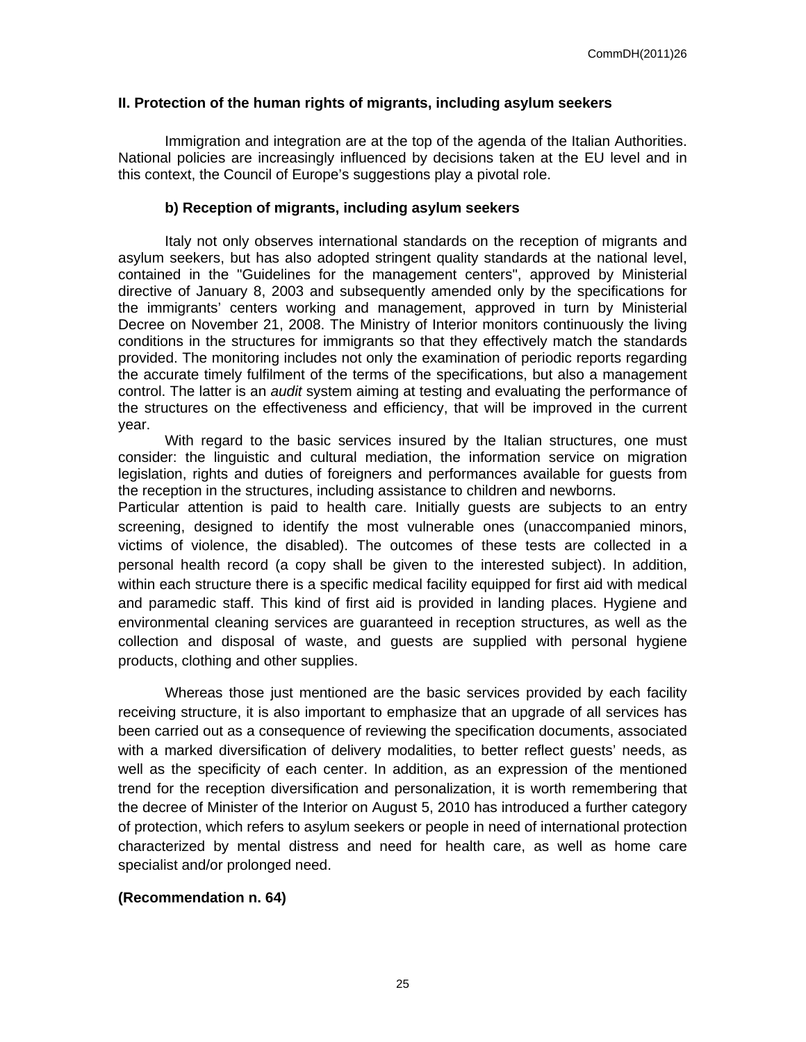## II. Protection of the human rights of migrants, including asylum seekers

Immigration and integration are at the top of the agenda of the Italian Authorities. National policies are increasingly influenced by decisions taken at the EU level and in this context, the Council of Europe's suggestions play a pivotal role.

### b) Reception of migrants, including asylum seekers

Italy not only observes international standards on the reception of migrants and asylum seekers, but has also adopted stringent quality standards at the national level, contained in the "Guidelines for the management centers", approved by Ministerial directive of January 8, 2003 and subsequently amended only by the specifications for the immigrants' centers working and management, approved in turn by Ministerial Decree on November 21, 2008. The Ministry of Interior monitors continuously the living conditions in the structures for immigrants so that they effectively match the standards provided. The monitoring includes not only the examination of periodic reports regarding the accurate timely fulfilment of the terms of the specifications, but also a management control. The latter is an *audit* system aiming at testing and evaluating the performance of the structures on the effectiveness and efficiency, that will be improved in the current year.

With regard to the basic services insured by the Italian structures, one must consider: the linguistic and cultural mediation, the information service on migration legislation, rights and duties of foreigners and performances available for guests from the reception in the structures, including assistance to children and newborns.

Particular attention is paid to health care. Initially guests are subjects to an entry screening, designed to identify the most vulnerable ones (unaccompanied minors, victims of violence, the disabled). The outcomes of these tests are collected in a personal health record (a copy shall be given to the interested subject). In addition, within each structure there is a specific medical facility equipped for first aid with medical and paramedic staff. This kind of first aid is provided in landing places. Hygiene and environmental cleaning services are guaranteed in reception structures, as well as the collection and disposal of waste, and guests are supplied with personal hygiene products, clothing and other supplies.

Whereas those just mentioned are the basic services provided by each facility receiving structure, it is also important to emphasize that an upgrade of all services has been carried out as a consequence of reviewing the specification documents, associated with a marked diversification of delivery modalities, to better reflect guests' needs, as well as the specificity of each center. In addition, as an expression of the mentioned trend for the reception diversification and personalization, it is worth remembering that the decree of Minister of the Interior on August 5, 2010 has introduced a further category of protection, which refers to asylum seekers or people in need of international protection characterized by mental distress and need for health care, as well as home care specialist and/or prolonged need.

**(Recommendation n. 64)**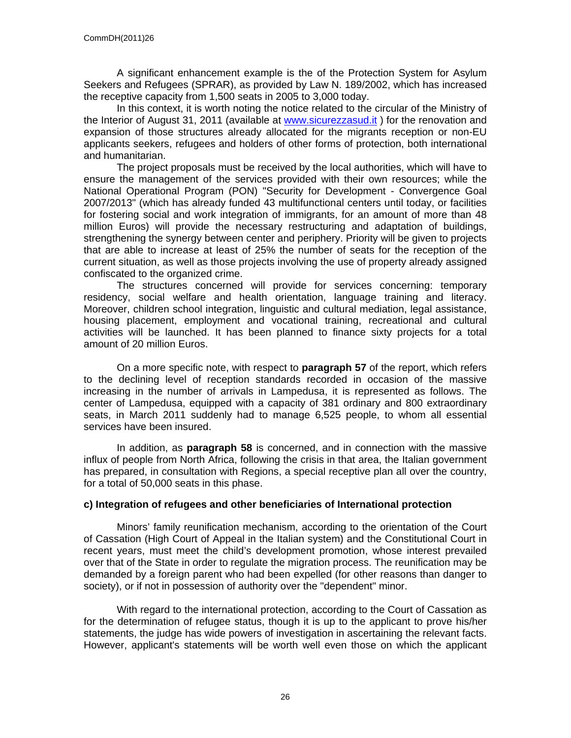A significant enhancement example is the of the Protection System for Asylum Seekers and Refugees (SPRAR), as provided by Law N. 189/2002, which has increased the receptive capacity from 1,500 seats in 2005 to 3,000 today.

In this context, it is worth noting the notice related to the circular of the Ministry of the Interior of August 31, 2011 (available at www.sicurezzasud.it ) for the renovation and expansion of those structures already allocated for the migrants reception or non-EU applicants seekers, refugees and holders of other forms of protection, both international and humanitarian.

The project proposals must be received by the local authorities, which will have to ensure the management of the services provided with their own resources; while the National Operational Program (PON) "Security for Development - Convergence Goal 2007/2013" (which has already funded 43 multifunctional centers until today, or facilities for fostering social and work integration of immigrants, for an amount of more than 48 million Euros) will provide the necessary restructuring and adaptation of buildings, strengthening the synergy between center and periphery. Priority will be given to projects that are able to increase at least of 25% the number of seats for the reception of the current situation, as well as those projects involving the use of property already assigned confiscated to the organized crime.

The structures concerned will provide for services concerning: temporary residency, social welfare and health orientation, language training and literacy. Moreover, children school integration, linguistic and cultural mediation, legal assistance, housing placement, employment and vocational training, recreational and cultural activities will be launched. It has been planned to finance sixty projects for a total amount of 20 million Euros.

On a more specific note, with respect to **paragraph 57** of the report, which refers to the declining level of reception standards recorded in occasion of the massive increasing in the number of arrivals in Lampedusa, it is represented as follows. The center of Lampedusa, equipped with a capacity of 381 ordinary and 800 extraordinary seats, in March 2011 suddenly had to manage 6,525 people, to whom all essential services have been insured.

In addition, as **paragraph 58** is concerned, and in connection with the massive influx of people from North Africa, following the crisis in that area, the Italian government has prepared, in consultation with Regions, a special receptive plan all over the country, for a total of 50,000 seats in this phase.

### c) Integration of refugees and other beneficiaries of International protection

Minors' family reunification mechanism, according to the orientation of the Court of Cassation (High Court of Appeal in the Italian system) and the Constitutional Court in recent years, must meet the child's development promotion, whose interest prevailed over that of the State in order to regulate the migration process. The reunification may be demanded by a foreign parent who had been expelled (for other reasons than danger to society), or if not in possession of authority over the "dependent" minor.

With regard to the international protection, according to the Court of Cassation as for the determination of refugee status, though it is up to the applicant to prove his/her statements, the judge has wide powers of investigation in ascertaining the relevant facts. However, applicant's statements will be worth well even those on which the applicant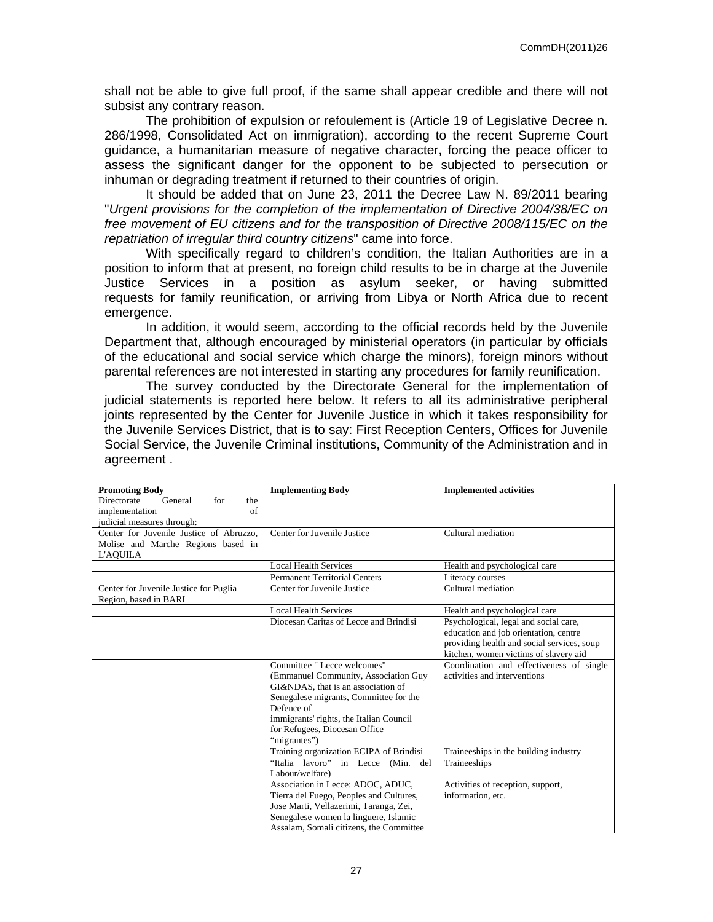shall not be able to give full proof, if the same shall appear credible and there will not subsist any contrary reason.

The prohibition of expulsion or refoulement is (Article 19 of Legislative Decree n. 286/1998, Consolidated Act on immigration), according to the recent Supreme Court guidance, a humanitarian measure of negative character, forcing the peace officer to assess the significant danger for the opponent to be subjected to persecution or inhuman or degrading treatment if returned to their countries of origin.

It should be added that on June 23, 2011 the Decree Law N. 89/2011 bearing "*Urgent provisions for the completion of the implementation of Directive 2004/38/EC on free movement of EU citizens and for the transposition of Directive 2008/115/EC on the repatriation of irregular third country citizens*" came into force.

With specifically regard to children's condition, the Italian Authorities are in a position to inform that at present, no foreign child results to be in charge at the Juvenile Justice Services in a position as asylum seeker, or having submitted requests for family reunification, or arriving from Libya or North Africa due to recent emergence.

In addition, it would seem, according to the official records held by the Juvenile Department that, although encouraged by ministerial operators (in particular by officials of the educational and social service which charge the minors), foreign minors without parental references are not interested in starting any procedures for family reunification.

The survey conducted by the Directorate General for the implementation of judicial statements is reported here below. It refers to all its administrative peripheral joints represented by the Center for Juvenile Justice in which it takes responsibility for the Juvenile Services District, that is to say: First Reception Centers, Offices for Juvenile Social Service, the Juvenile Criminal institutions, Community of the Administration and in agreement .

| **Promoting Body** Directorate General for the implementation of judicial measures through: | **Implementing Body** | **Implemented activities** |
|---|---|---|
| Center for Juvenile Justice of Abruzzo, Molise and Marche Regions based in L'AQUILA | Center for Juvenile Justice | Cultural mediation |
| | Local Health Services | Health and psychological care |
| | Permanent Territorial Centers | Literacy courses |
| Center for Juvenile Justice for Puglia Region, based in BARI | Center for Juvenile Justice | Cultural mediation |
| | Local Health Services | Health and psychological care |
| | Diocesan Caritas of Lecce and Brindisi | Psychological, legal and social care, education and job orientation, centre providing health and social services, soup kitchen, women victims of slavery aid |
| | Committee " Lecce welcomes" (Emmanuel Community, Association Guy GI&NDAS, that is an association of Senegalese migrants, Committee for the Defence of immigrants' rights, the Italian Council for Refugees, Diocesan Office "migrantes") | Coordination and effectiveness of single activities and interventions |
| | Training organization ECIPA of Brindisi | Traineeships in the building industry |
| | "Italia lavoro" in Lecce (Min. del Labour/welfare) | Traineeships |
| | Association in Lecce: ADOC, ADUC, Tierra del Fuego, Peoples and Cultures, Jose Marti, Vellazerimi, Taranga, Zei, Senegalese women la linguere, Islamic Assalam, Somali citizens, the Committee | Activities of reception, support, information, etc. |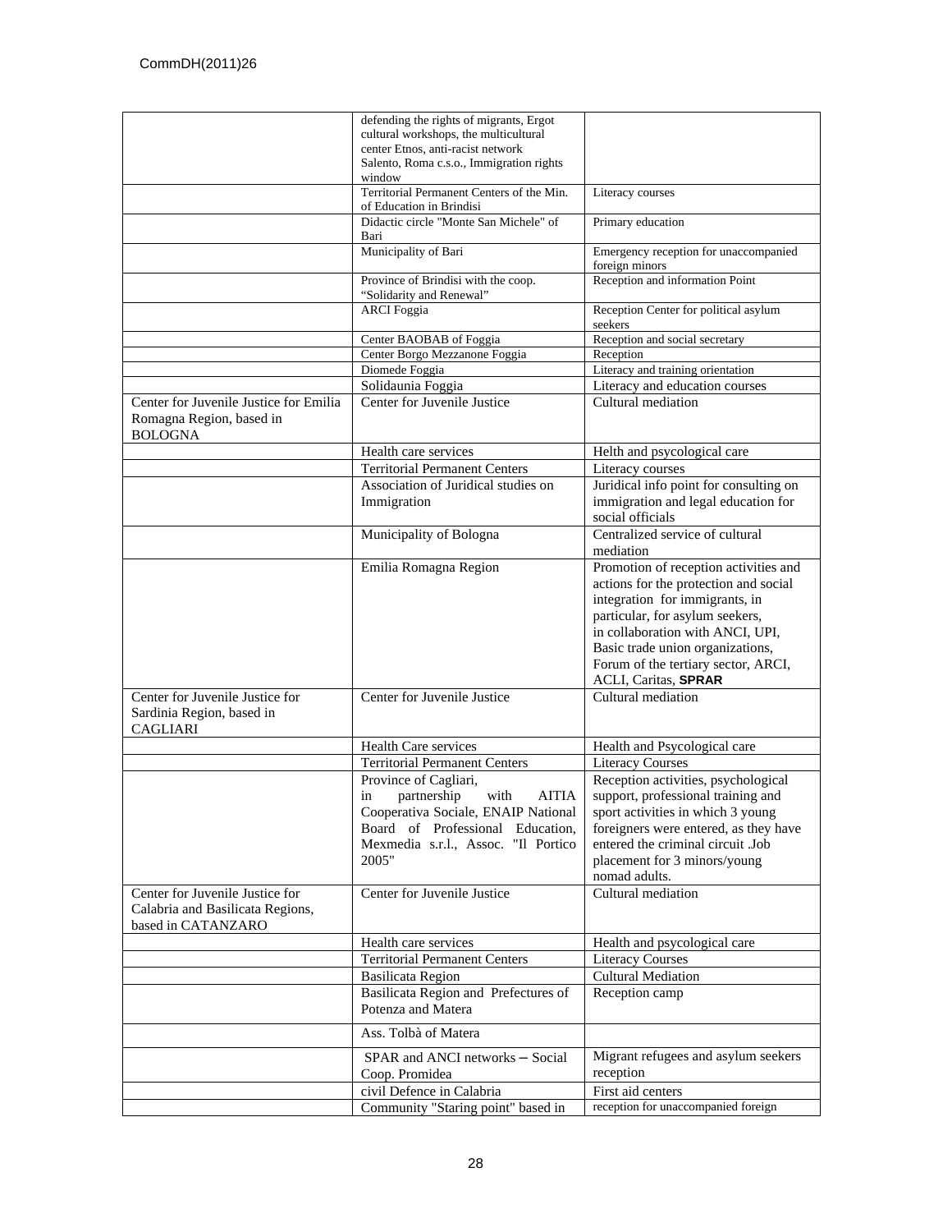| | | |
|---|---|---|
| | defending the rights of migrants, Ergot cultural workshops, the multicultural center Etnos, anti-racist network Salento, Roma c.s.o., Immigration rights window | |
| | Territorial Permanent Centers of the Min. of Education in Brindisi | Literacy courses |
| | Didactic circle "Monte San Michele" of Bari | Primary education |
| | Municipality of Bari | Emergency reception for unaccompanied foreign minors |
| | Province of Brindisi with the coop. "Solidarity and Renewal" | Reception and information Point |
| | ARCI Foggia | Reception Center for political asylum seekers |
| | Center BAOBAB of Foggia | Reception and social secretary |
| | Center Borgo Mezzanone Foggia | Reception |
| | Diomede Foggia | Literacy and training orientation |
| | Solidaunia Foggia | Literacy and education courses |
| Center for Juvenile Justice for Emilia Romagna Region, based in BOLOGNA | Center for Juvenile Justice | Cultural mediation |
| | Health care services | Helth and psycological care |
| | Territorial Permanent Centers | Literacy courses |
| | Association of Juridical studies on Immigration | Juridical info point for consulting on immigration and legal education for social officials |
| | Municipality of Bologna | Centralized service of cultural mediation |
| | Emilia Romagna Region | Promotion of reception activities and actions for the protection and social integration for immigrants, in particular, for asylum seekers, in collaboration with ANCI, UPI, Basic trade union organizations, Forum of the tertiary sector, ARCI, ACLI, Caritas, **SPRAR** |
| Center for Juvenile Justice for Sardinia Region, based in CAGLIARI | Center for Juvenile Justice | Cultural mediation |
| | Health Care services | Health and Psycological care |
| | Territorial Permanent Centers | Literacy Courses |
| | Province of Cagliari, in partnership with AITIA Cooperativa Sociale, ENAIP National Board of Professional Education, Mexmedia s.r.l., Assoc. "Il Portico 2005" | Reception activities, psychological support, professional training and sport activities in which 3 young foreigners were entered, as they have entered the criminal circuit .Job placement for 3 minors/young nomad adults. |
| Center for Juvenile Justice for Calabria and Basilicata Regions, based in CATANZARO | Center for Juvenile Justice | Cultural mediation |
| | Health care services | Health and psycological care |
| | Territorial Permanent Centers | Literacy Courses |
| | Basilicata Region | Cultural Mediation |
| | Basilicata Region and Prefectures of Potenza and Matera | Reception camp |
| | Ass. Tolbà of Matera | |
| | SPAR and ANCI networks – Social Coop. Promidea | Migrant refugees and asylum seekers reception |
| | civil Defence in Calabria | First aid centers |
| | Community "Staring point" based in | reception for unaccompanied foreign |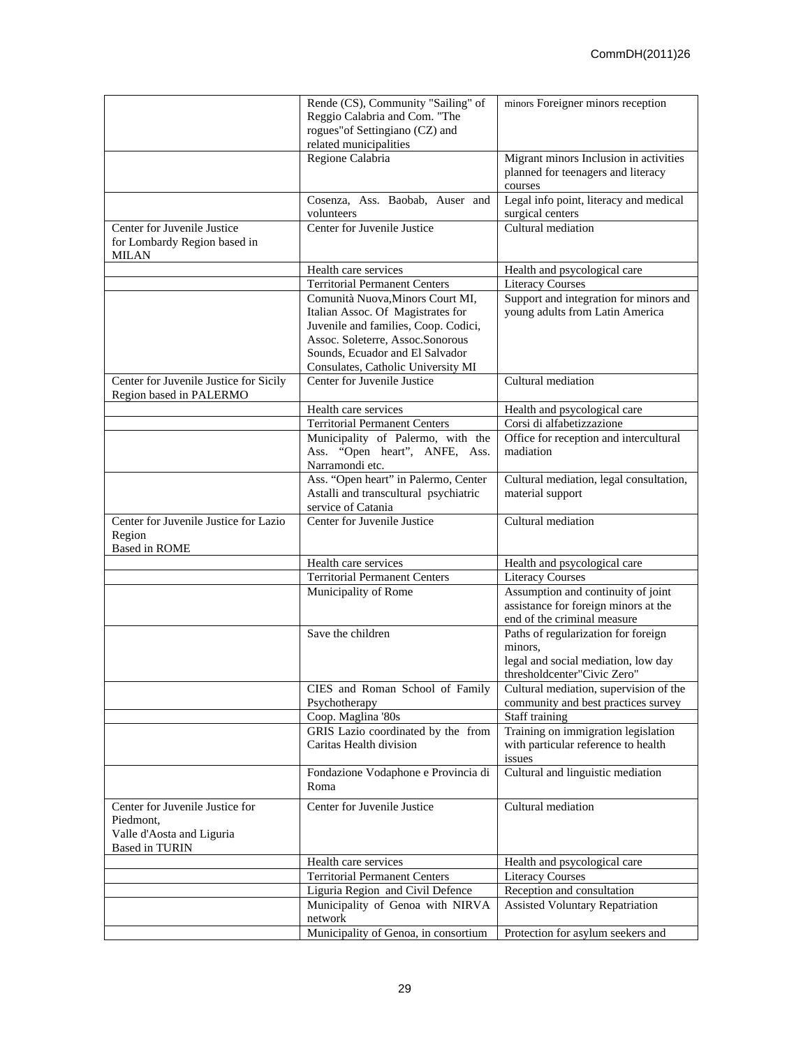| | | |
|---|---|---|
| | Rende (CS), Community "Sailing" of Reggio Calabria and Com. "The rogues"of Settingiano (CZ) and related municipalities | minors Foreigner minors reception |
| | Regione Calabria | Migrant minors Inclusion in activities planned for teenagers and literacy courses |
| | Cosenza, Ass. Baobab, Auser and volunteers | Legal info point, literacy and medical surgical centers |
| Center for Juvenile Justice for Lombardy Region based in MILAN | Center for Juvenile Justice | Cultural mediation |
| | Health care services | Health and psycological care |
| | Territorial Permanent Centers | Literacy Courses |
| | Comunità Nuova,Minors Court MI, Italian Assoc. Of Magistrates for Juvenile and families, Coop. Codici, Assoc. Soleterre, Assoc.Sonorous Sounds, Ecuador and El Salvador Consulates, Catholic University MI | Support and integration for minors and young adults from Latin America |
| Center for Juvenile Justice for Sicily Region based in PALERMO | Center for Juvenile Justice | Cultural mediation |
| | Health care services | Health and psycological care |
| | Territorial Permanent Centers | Corsi di alfabetizzazione |
| | Municipality of Palermo, with the Ass. "Open heart", ANFE, Ass. Narramondi etc. | Office for reception and intercultural madiation |
| | Ass. "Open heart" in Palermo, Center Astalli and transcultural psychiatric service of Catania | Cultural mediation, legal consultation, material support |
| Center for Juvenile Justice for Lazio Region Based in ROME | Center for Juvenile Justice | Cultural mediation |
| | Health care services | Health and psycological care |
| | Territorial Permanent Centers | Literacy Courses |
| | Municipality of Rome | Assumption and continuity of joint assistance for foreign minors at the end of the criminal measure |
| | Save the children | Paths of regularization for foreign minors, legal and social mediation, low day thresholdcenter"Civic Zero" |
| | CIES and Roman School of Family Psychotherapy | Cultural mediation, supervision of the community and best practices survey |
| | Coop. Maglina '80s | Staff training |
| | GRIS Lazio coordinated by the from Caritas Health division | Training on immigration legislation with particular reference to health issues |
| | Fondazione Vodaphone e Provincia di Roma | Cultural and linguistic mediation |
| Center for Juvenile Justice for Piedmont, Valle d'Aosta and Liguria Based in TURIN | Center for Juvenile Justice | Cultural mediation |
| | Health care services | Health and psycological care |
| | Territorial Permanent Centers | Literacy Courses |
| | Liguria Region and Civil Defence | Reception and consultation |
| | Municipality of Genoa with NIRVA network | Assisted Voluntary Repatriation |
| | Municipality of Genoa, in consortium | Protection for asylum seekers and |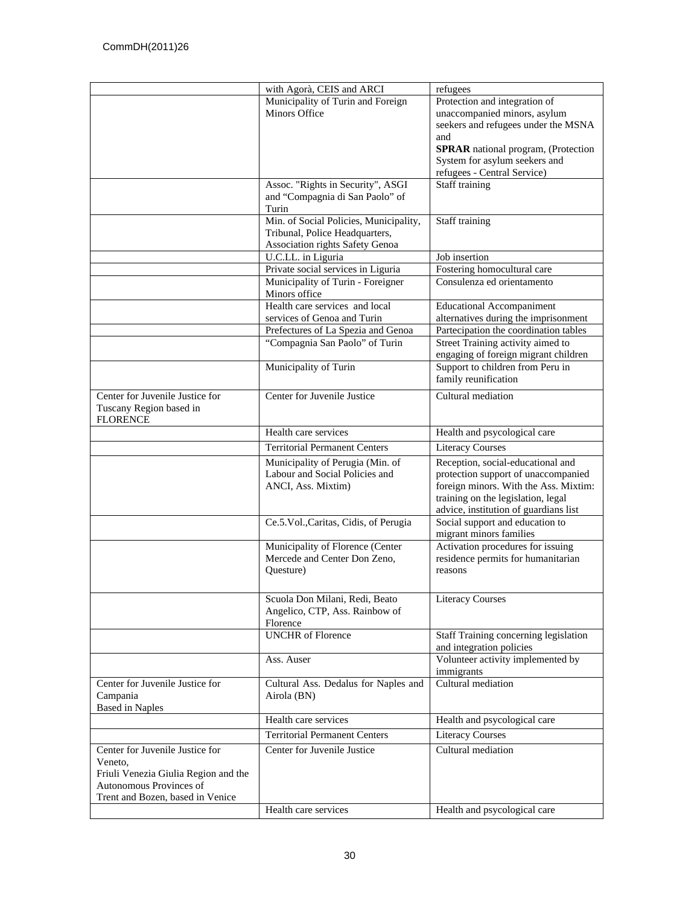| | | |
|---|---|---|
| | with Agorà, CEIS and ARCI | refugees |
| | Municipality of Turin and Foreign Minors Office | Protection and integration of unaccompanied minors, asylum seekers and refugees under the MSNA and **SPRAR** national program, (Protection System for asylum seekers and refugees - Central Service) |
| | Assoc. "Rights in Security", ASGI and "Compagnia di San Paolo" of Turin | Staff training |
| | Min. of Social Policies, Municipality, Tribunal, Police Headquarters, Association rights Safety Genoa | Staff training |
| | U.C.LL. in Liguria | Job insertion |
| | Private social services in Liguria | Fostering homocultural care |
| | Municipality of Turin - Foreigner Minors office | Consulenza ed orientamento |
| | Health care services and local services of Genoa and Turin | Educational Accompaniment alternatives during the imprisonment |
| | Prefectures of La Spezia and Genoa | Partecipation the coordination tables |
| | "Compagnia San Paolo" of Turin | Street Training activity aimed to engaging of foreign migrant children |
| | Municipality of Turin | Support to children from Peru in family reunification |
| Center for Juvenile Justice for Tuscany Region based in FLORENCE | Center for Juvenile Justice | Cultural mediation |
| | Health care services | Health and psycological care |
| | Territorial Permanent Centers | Literacy Courses |
| | Municipality of Perugia (Min. of Labour and Social Policies and ANCI, Ass. Mixtim) | Reception, social-educational and protection support of unaccompanied foreign minors. With the Ass. Mixtim: training on the legislation, legal advice, institution of guardians list |
| | Ce.5.Vol.,Caritas, Cidis, of Perugia | Social support and education to migrant minors families |
| | Municipality of Florence (Center Mercede and Center Don Zeno, Questure) | Activation procedures for issuing residence permits for humanitarian reasons |
| | Scuola Don Milani, Redi, Beato Angelico, CTP, Ass. Rainbow of Florence | Literacy Courses |
| | UNCHR of Florence | Staff Training concerning legislation and integration policies |
| | Ass. Auser | Volunteer activity implemented by immigrants |
| Center for Juvenile Justice for Campania Based in Naples | Cultural Ass. Dedalus for Naples and Airola (BN) | Cultural mediation |
| | Health care services | Health and psycological care |
| | Territorial Permanent Centers | Literacy Courses |
| Center for Juvenile Justice for Veneto, Friuli Venezia Giulia Region and the Autonomous Provinces of Trent and Bozen, based in Venice | Center for Juvenile Justice | Cultural mediation |
| | Health care services | Health and psycological care |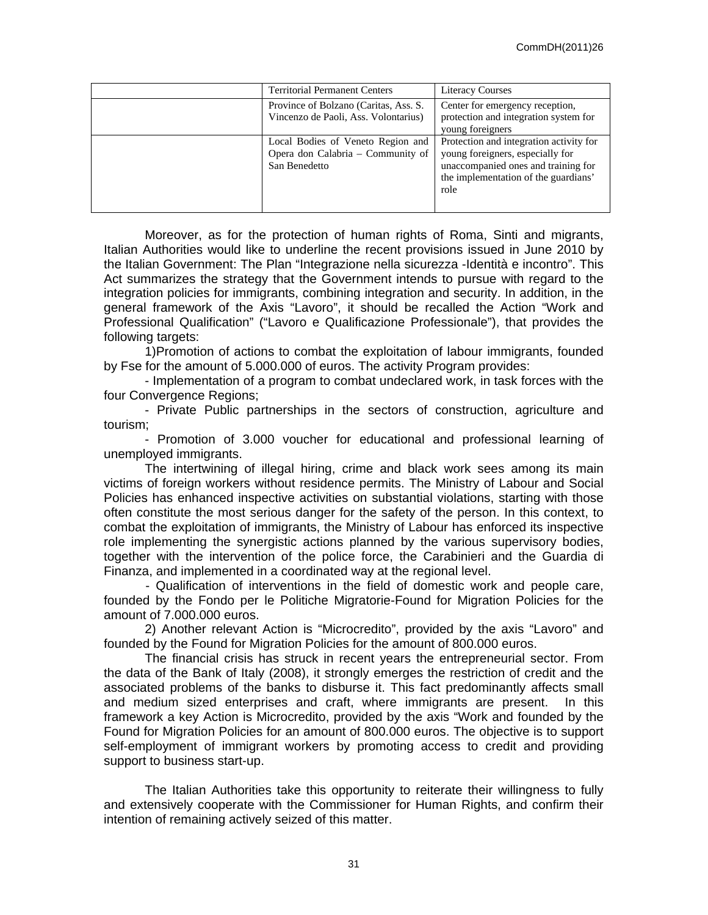| | | |
|---|---|---|
| | Territorial Permanent Centers | Literacy Courses |
| | Province of Bolzano (Caritas, Ass. S. Vincenzo de Paoli, Ass. Volontarius) | Center for emergency reception, protection and integration system for young foreigners |
| | Local Bodies of Veneto Region and Opera don Calabria – Community of San Benedetto | Protection and integration activity for young foreigners, especially for unaccompanied ones and training for the implementation of the guardians' role |

Moreover, as for the protection of human rights of Roma, Sinti and migrants, Italian Authorities would like to underline the recent provisions issued in June 2010 by the Italian Government: The Plan "Integrazione nella sicurezza -Identità e incontro". This Act summarizes the strategy that the Government intends to pursue with regard to the integration policies for immigrants, combining integration and security. In addition, in the general framework of the Axis "Lavoro", it should be recalled the Action "Work and Professional Qualification" ("Lavoro e Qualificazione Professionale"), that provides the following targets:

1)Promotion of actions to combat the exploitation of labour immigrants, founded by Fse for the amount of 5.000.000 of euros. The activity Program provides:

- Implementation of a program to combat undeclared work, in task forces with the four Convergence Regions;

- Private Public partnerships in the sectors of construction, agriculture and tourism;

- Promotion of 3.000 voucher for educational and professional learning of unemployed immigrants.

The intertwining of illegal hiring, crime and black work sees among its main victims of foreign workers without residence permits. The Ministry of Labour and Social Policies has enhanced inspective activities on substantial violations, starting with those often constitute the most serious danger for the safety of the person. In this context, to combat the exploitation of immigrants, the Ministry of Labour has enforced its inspective role implementing the synergistic actions planned by the various supervisory bodies, together with the intervention of the police force, the Carabinieri and the Guardia di Finanza, and implemented in a coordinated way at the regional level.

- Qualification of interventions in the field of domestic work and people care, founded by the Fondo per le Politiche Migratorie-Found for Migration Policies for the amount of 7.000.000 euros.

2) Another relevant Action is "Microcredito", provided by the axis "Lavoro" and founded by the Found for Migration Policies for the amount of 800.000 euros.

The financial crisis has struck in recent years the entrepreneurial sector. From the data of the Bank of Italy (2008), it strongly emerges the restriction of credit and the associated problems of the banks to disburse it. This fact predominantly affects small and medium sized enterprises and craft, where immigrants are present. In this framework a key Action is Microcredito, provided by the axis "Work and founded by the Found for Migration Policies for an amount of 800.000 euros. The objective is to support self-employment of immigrant workers by promoting access to credit and providing support to business start-up.

The Italian Authorities take this opportunity to reiterate their willingness to fully and extensively cooperate with the Commissioner for Human Rights, and confirm their intention of remaining actively seized of this matter.